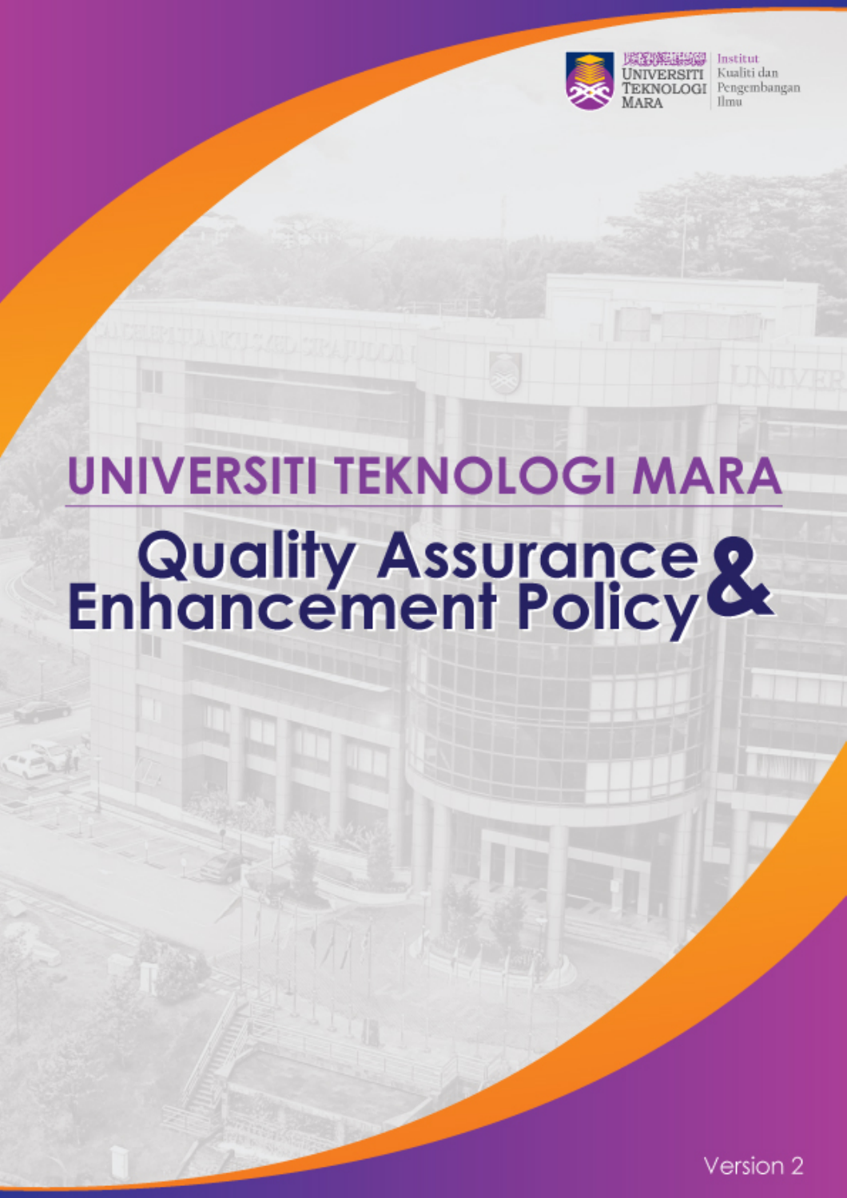UNIVERSITI TEKNOLOGI MARA | Institut Kualiti dan Pengembangan Ilmu

# UNIVERSITI TEKNOLOGI MARA

# Quality Assurance & Enhancement Policy

Version 2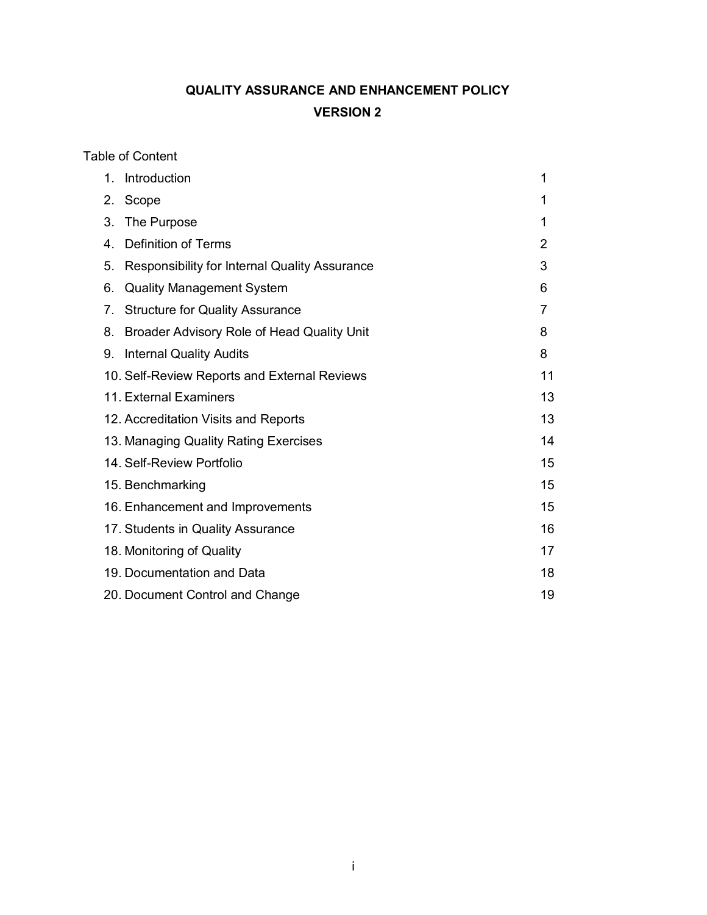# QUALITY ASSURANCE AND ENHANCEMENT POLICY

## VERSION 2

Table of Content

| | |
|---|---|
| 1. Introduction | 1 |
| 2. Scope | 1 |
| 3. The Purpose | 1 |
| 4. Definition of Terms | 2 |
| 5. Responsibility for Internal Quality Assurance | 3 |
| 6. Quality Management System | 6 |
| 7. Structure for Quality Assurance | 7 |
| 8. Broader Advisory Role of Head Quality Unit | 8 |
| 9. Internal Quality Audits | 8 |
| 10. Self-Review Reports and External Reviews | 11 |
| 11. External Examiners | 13 |
| 12. Accreditation Visits and Reports | 13 |
| 13. Managing Quality Rating Exercises | 14 |
| 14. Self-Review Portfolio | 15 |
| 15. Benchmarking | 15 |
| 16. Enhancement and Improvements | 15 |
| 17. Students in Quality Assurance | 16 |
| 18. Monitoring of Quality | 17 |
| 19. Documentation and Data | 18 |
| 20. Document Control and Change | 19 |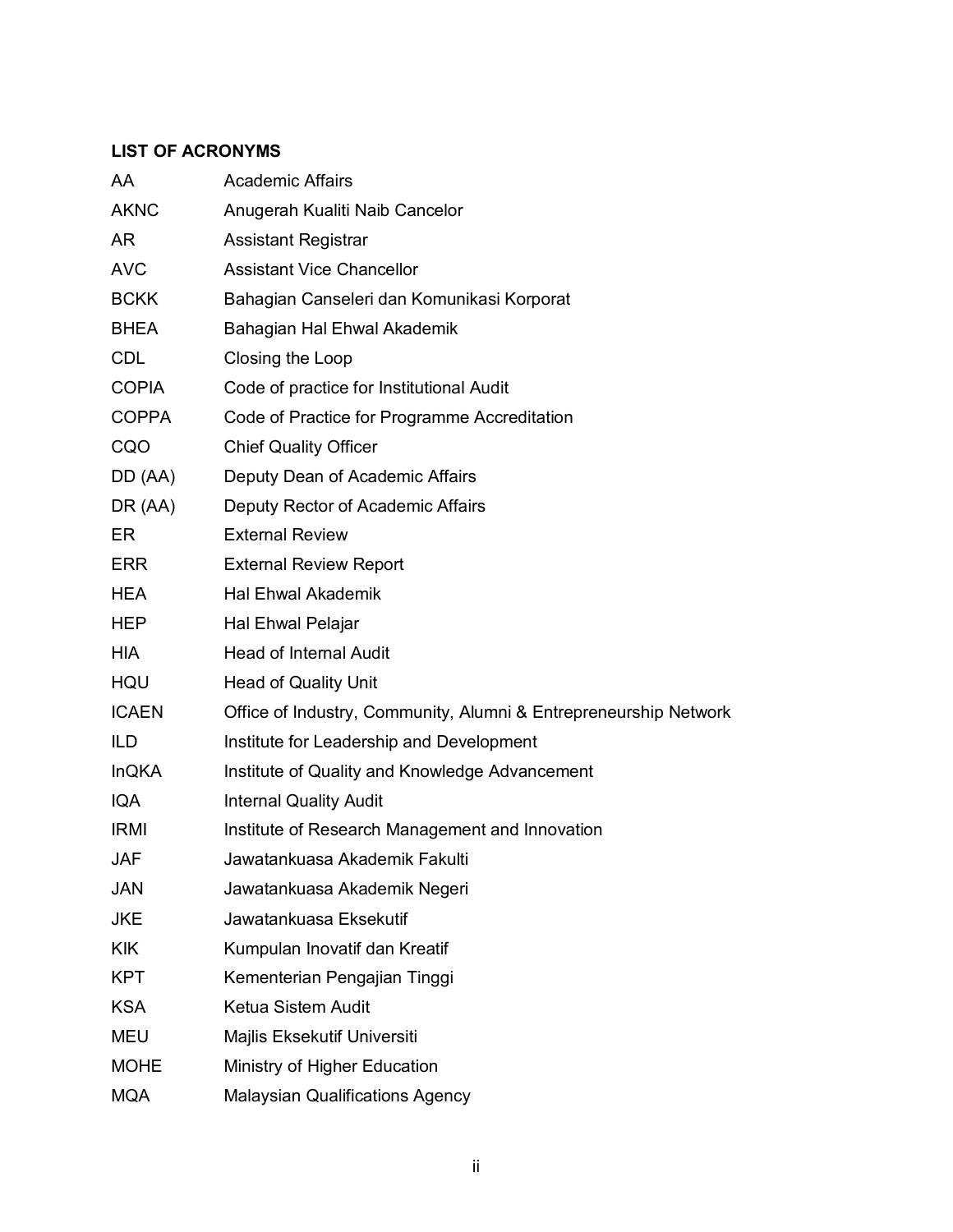**LIST OF ACRONYMS**

| | |
|---|---|
| AA | Academic Affairs |
| AKNC | Anugerah Kualiti Naib Cancelor |
| AR | Assistant Registrar |
| AVC | Assistant Vice Chancellor |
| BCKK | Bahagian Canseleri dan Komunikasi Korporat |
| BHEA | Bahagian Hal Ehwal Akademik |
| CDL | Closing the Loop |
| COPIA | Code of practice for Institutional Audit |
| COPPA | Code of Practice for Programme Accreditation |
| CQO | Chief Quality Officer |
| DD (AA) | Deputy Dean of Academic Affairs |
| DR (AA) | Deputy Rector of Academic Affairs |
| ER | External Review |
| ERR | External Review Report |
| HEA | Hal Ehwal Akademik |
| HEP | Hal Ehwal Pelajar |
| HIA | Head of Internal Audit |
| HQU | Head of Quality Unit |
| ICAEN | Office of Industry, Community, Alumni & Entrepreneurship Network |
| ILD | Institute for Leadership and Development |
| InQKA | Institute of Quality and Knowledge Advancement |
| IQA | Internal Quality Audit |
| IRMI | Institute of Research Management and Innovation |
| JAF | Jawatankuasa Akademik Fakulti |
| JAN | Jawatankuasa Akademik Negeri |
| JKE | Jawatankuasa Eksekutif |
| KIK | Kumpulan Inovatif dan Kreatif |
| KPT | Kementerian Pengajian Tinggi |
| KSA | Ketua Sistem Audit |
| MEU | Majlis Eksekutif Universiti |
| MOHE | Ministry of Higher Education |
| MQA | Malaysian Qualifications Agency |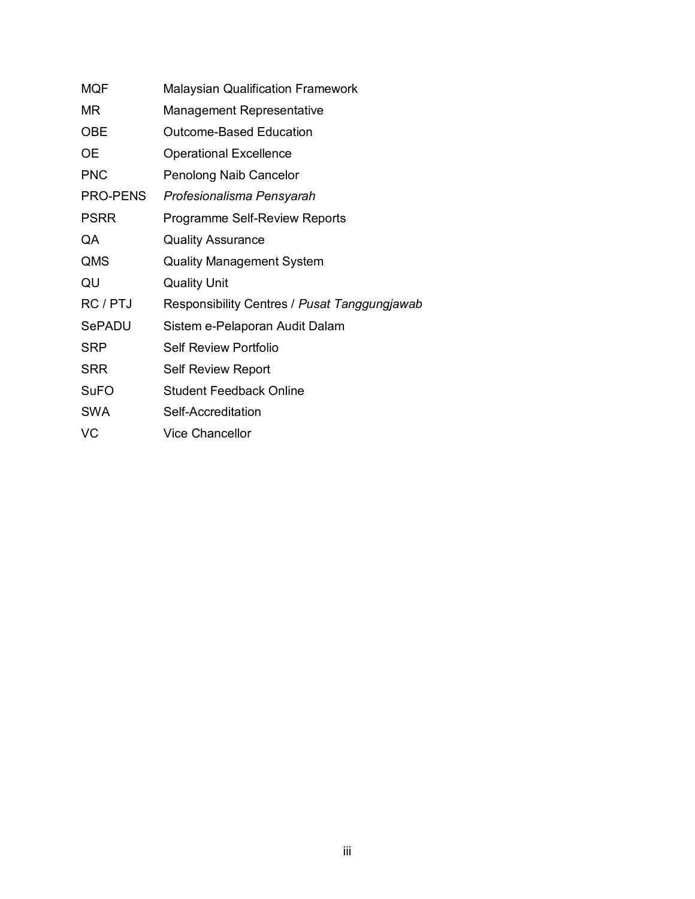| | |
|---|---|
| MQF | Malaysian Qualification Framework |
| MR | Management Representative |
| OBE | Outcome-Based Education |
| OE | Operational Excellence |
| PNC | Penolong Naib Cancelor |
| PRO-PENS | *Profesionalisma Pensyarah* |
| PSRR | Programme Self-Review Reports |
| QA | Quality Assurance |
| QMS | Quality Management System |
| QU | Quality Unit |
| RC / PTJ | Responsibility Centres / *Pusat Tanggungjawab* |
| SePADU | Sistem e-Pelaporan Audit Dalam |
| SRP | Self Review Portfolio |
| SRR | Self Review Report |
| SuFO | Student Feedback Online |
| SWA | Self-Accreditation |
| VC | Vice Chancellor |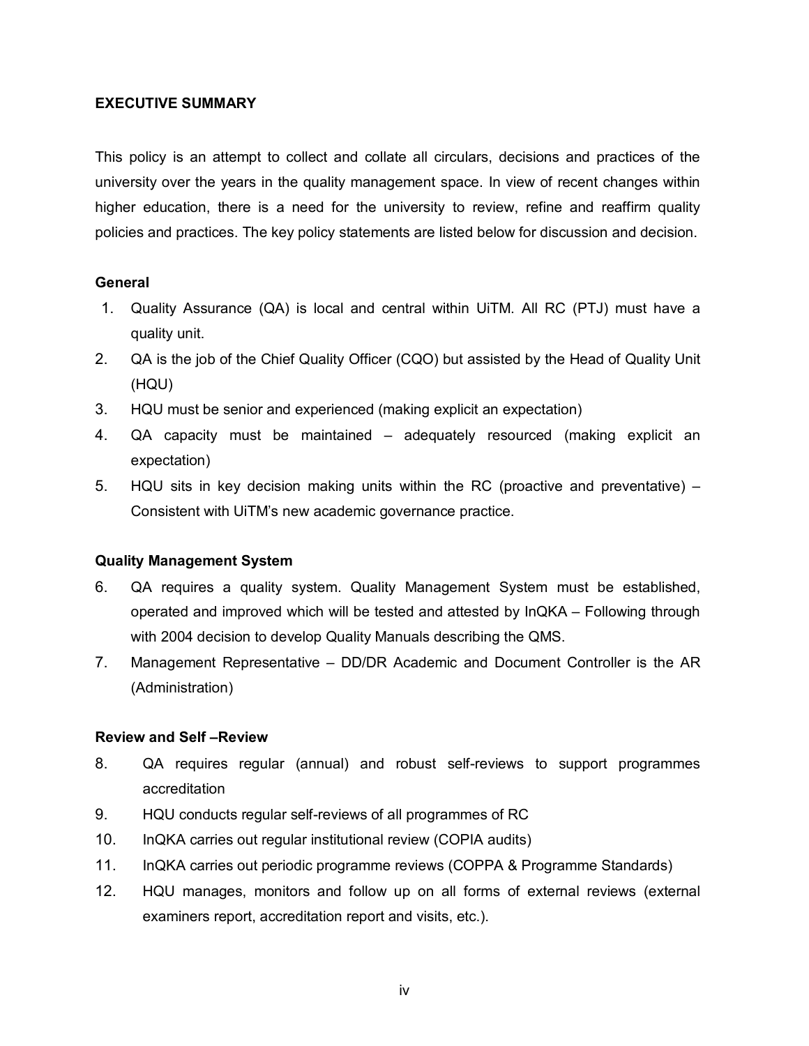## EXECUTIVE SUMMARY

This policy is an attempt to collect and collate all circulars, decisions and practices of the university over the years in the quality management space. In view of recent changes within higher education, there is a need for the university to review, refine and reaffirm quality policies and practices. The key policy statements are listed below for discussion and decision.

### General

1. Quality Assurance (QA) is local and central within UiTM. All RC (PTJ) must have a quality unit.
2. QA is the job of the Chief Quality Officer (CQO) but assisted by the Head of Quality Unit (HQU)
3. HQU must be senior and experienced (making explicit an expectation)
4. QA capacity must be maintained – adequately resourced (making explicit an expectation)
5. HQU sits in key decision making units within the RC (proactive and preventative) – Consistent with UiTM's new academic governance practice.

### Quality Management System

6. QA requires a quality system. Quality Management System must be established, operated and improved which will be tested and attested by InQKA – Following through with 2004 decision to develop Quality Manuals describing the QMS.
7. Management Representative – DD/DR Academic and Document Controller is the AR (Administration)

### Review and Self –Review

8. QA requires regular (annual) and robust self-reviews to support programmes accreditation
9. HQU conducts regular self-reviews of all programmes of RC
10. InQKA carries out regular institutional review (COPIA audits)
11. InQKA carries out periodic programme reviews (COPPA & Programme Standards)
12. HQU manages, monitors and follow up on all forms of external reviews (external examiners report, accreditation report and visits, etc.).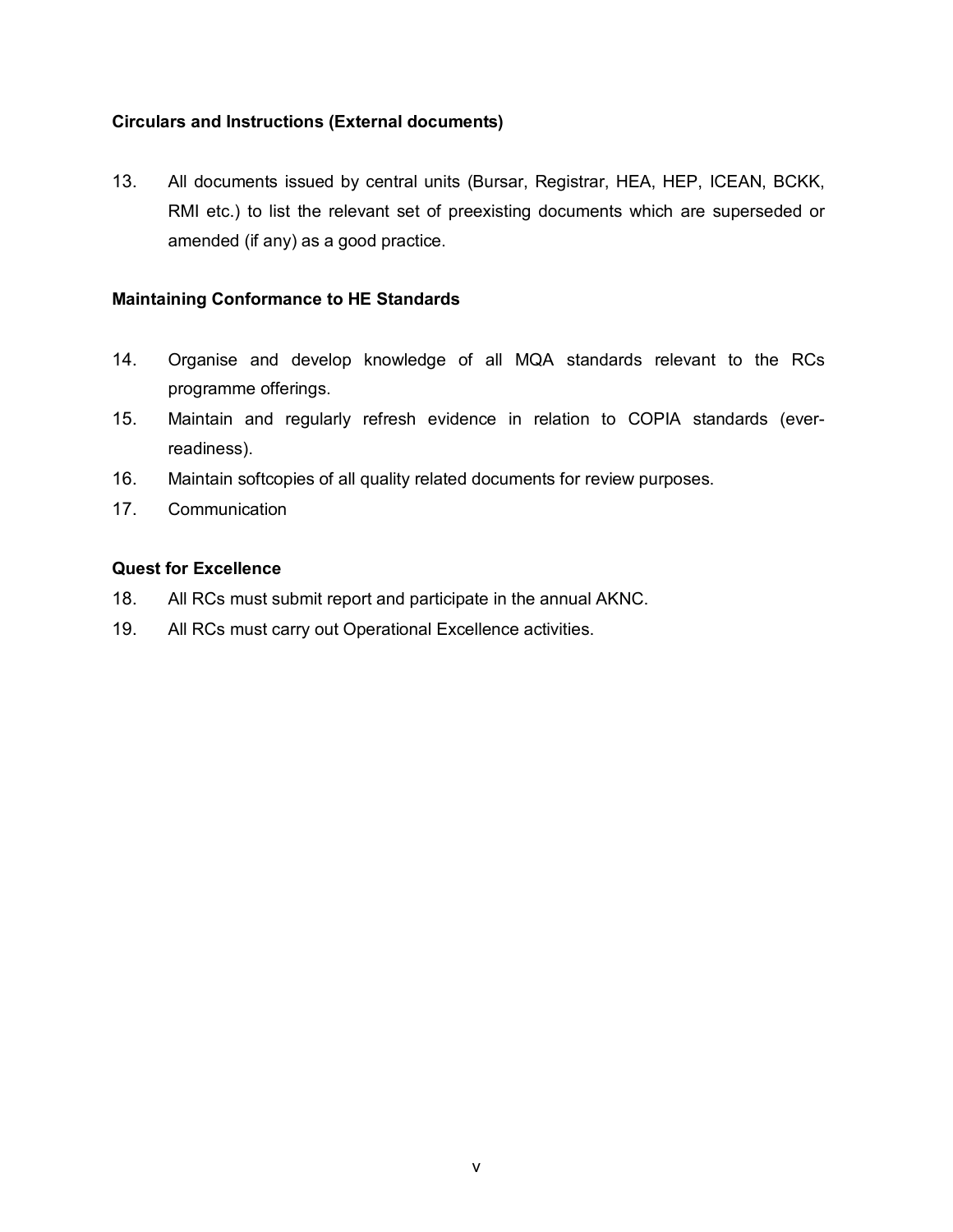**Circulars and Instructions (External documents)**

13. All documents issued by central units (Bursar, Registrar, HEA, HEP, ICEAN, BCKK, RMI etc.) to list the relevant set of preexisting documents which are superseded or amended (if any) as a good practice.

**Maintaining Conformance to HE Standards**

14. Organise and develop knowledge of all MQA standards relevant to the RCs programme offerings.
15. Maintain and regularly refresh evidence in relation to COPIA standards (ever-readiness).
16. Maintain softcopies of all quality related documents for review purposes.
17. Communication

**Quest for Excellence**

18. All RCs must submit report and participate in the annual AKNC.
19. All RCs must carry out Operational Excellence activities.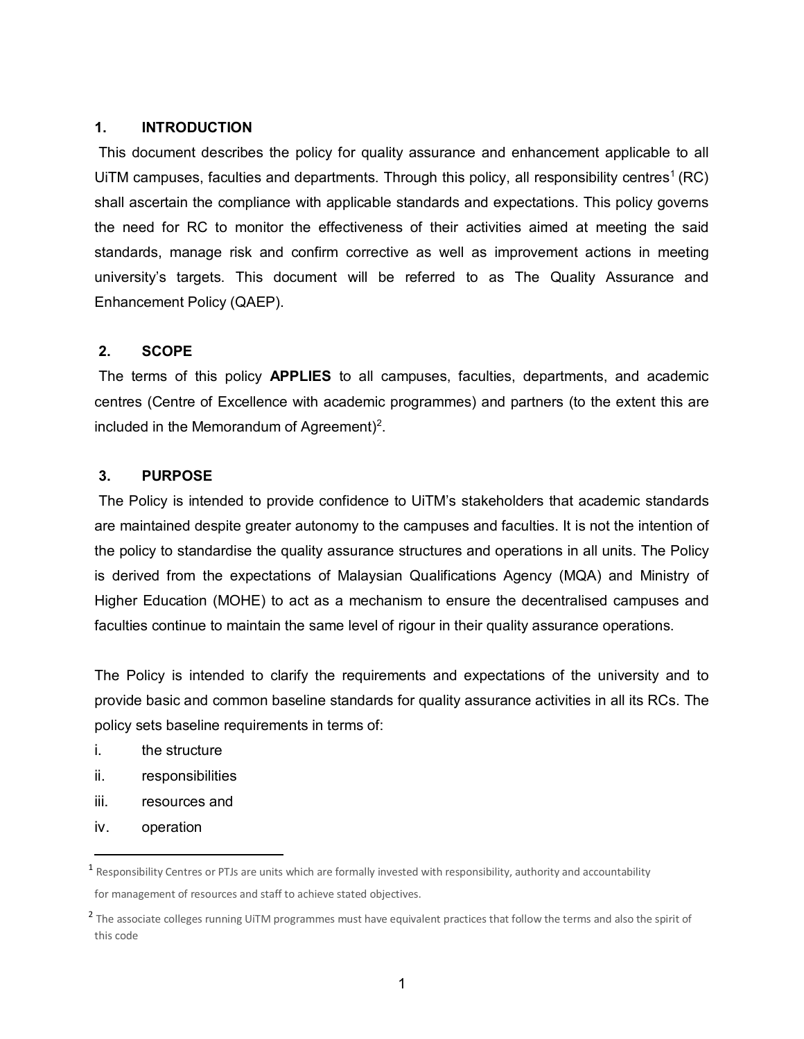## 1. INTRODUCTION

This document describes the policy for quality assurance and enhancement applicable to all UiTM campuses, faculties and departments. Through this policy, all responsibility centres[1] (RC) shall ascertain the compliance with applicable standards and expectations. This policy governs the need for RC to monitor the effectiveness of their activities aimed at meeting the said standards, manage risk and confirm corrective as well as improvement actions in meeting university's targets. This document will be referred to as The Quality Assurance and Enhancement Policy (QAEP).

## 2. SCOPE

The terms of this policy **APPLIES** to all campuses, faculties, departments, and academic centres (Centre of Excellence with academic programmes) and partners (to the extent this are included in the Memorandum of Agreement)[2].

## 3. PURPOSE

The Policy is intended to provide confidence to UiTM's stakeholders that academic standards are maintained despite greater autonomy to the campuses and faculties. It is not the intention of the policy to standardise the quality assurance structures and operations in all units. The Policy is derived from the expectations of Malaysian Qualifications Agency (MQA) and Ministry of Higher Education (MOHE) to act as a mechanism to ensure the decentralised campuses and faculties continue to maintain the same level of rigour in their quality assurance operations.

The Policy is intended to clarify the requirements and expectations of the university and to provide basic and common baseline standards for quality assurance activities in all its RCs. The policy sets baseline requirements in terms of:

i. the structure
ii. responsibilities
iii. resources and
iv. operation

---

[1] Responsibility Centres or PTJs are units which are formally invested with responsibility, authority and accountability for management of resources and staff to achieve stated objectives.

[2] The associate colleges running UiTM programmes must have equivalent practices that follow the terms and also the spirit of this code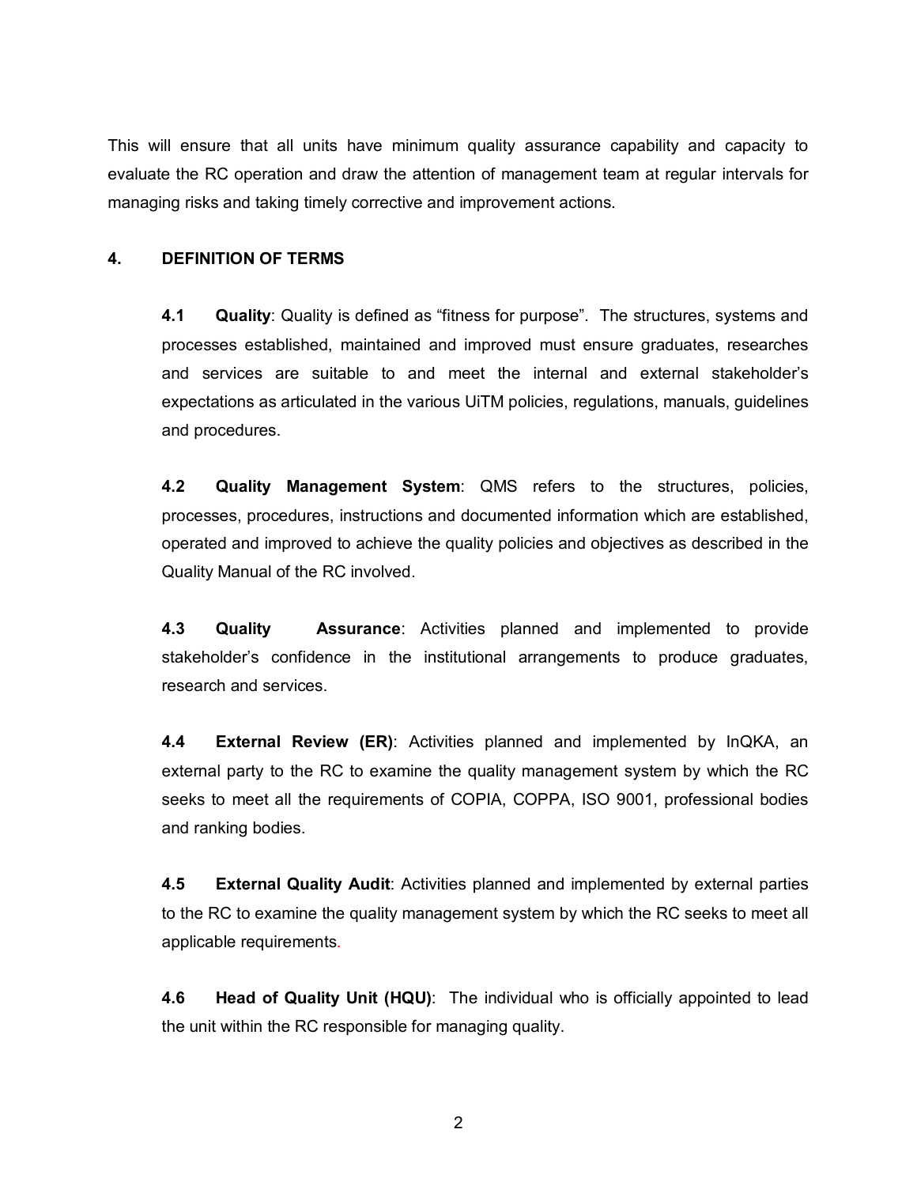This will ensure that all units have minimum quality assurance capability and capacity to evaluate the RC operation and draw the attention of management team at regular intervals for managing risks and taking timely corrective and improvement actions.

## 4. DEFINITION OF TERMS

**4.1 Quality**: Quality is defined as "fitness for purpose". The structures, systems and processes established, maintained and improved must ensure graduates, researches and services are suitable to and meet the internal and external stakeholder's expectations as articulated in the various UiTM policies, regulations, manuals, guidelines and procedures.

**4.2 Quality Management System**: QMS refers to the structures, policies, processes, procedures, instructions and documented information which are established, operated and improved to achieve the quality policies and objectives as described in the Quality Manual of the RC involved.

**4.3 Quality Assurance**: Activities planned and implemented to provide stakeholder's confidence in the institutional arrangements to produce graduates, research and services.

**4.4 External Review (ER)**: Activities planned and implemented by InQKA, an external party to the RC to examine the quality management system by which the RC seeks to meet all the requirements of COPIA, COPPA, ISO 9001, professional bodies and ranking bodies.

**4.5 External Quality Audit**: Activities planned and implemented by external parties to the RC to examine the quality management system by which the RC seeks to meet all applicable requirements.

**4.6 Head of Quality Unit (HQU)**: The individual who is officially appointed to lead the unit within the RC responsible for managing quality.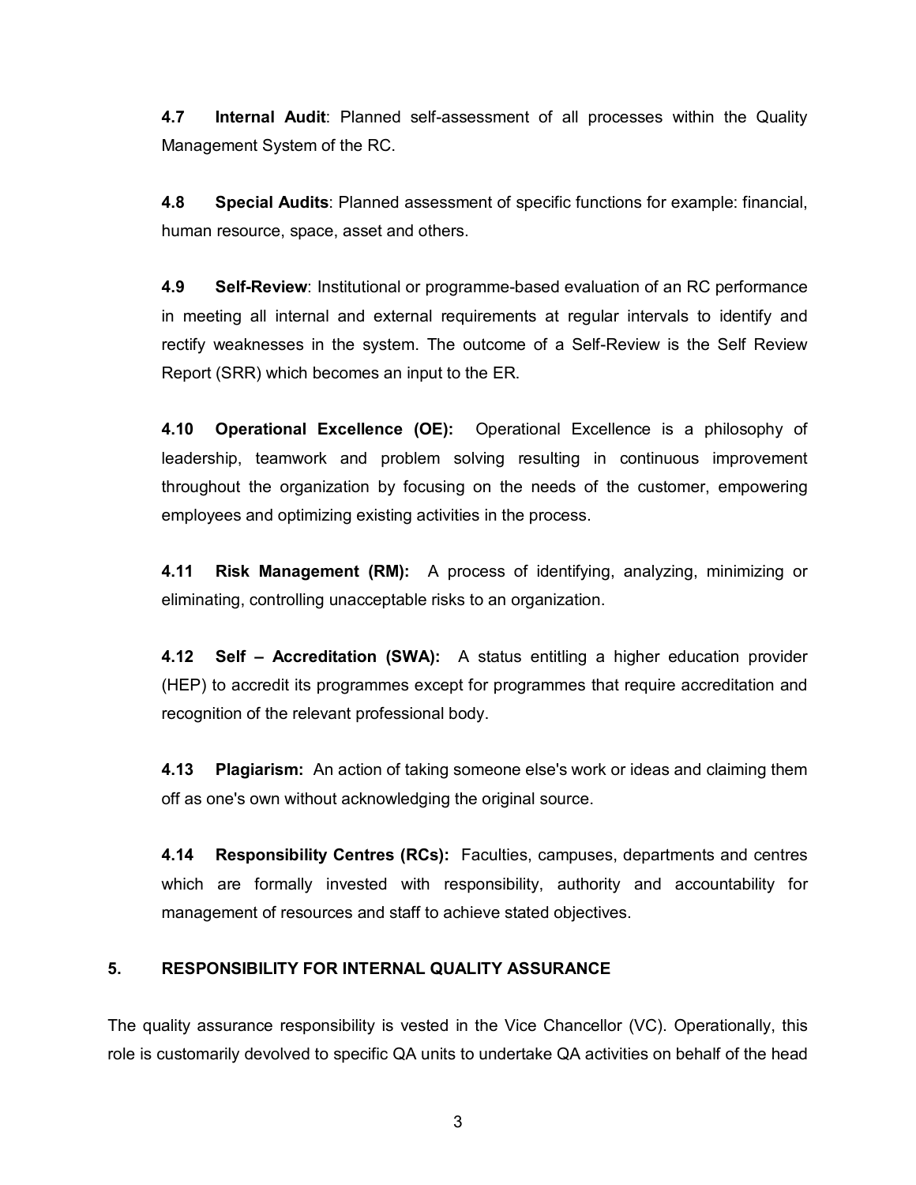**4.7 Internal Audit**: Planned self-assessment of all processes within the Quality Management System of the RC.

**4.8 Special Audits**: Planned assessment of specific functions for example: financial, human resource, space, asset and others.

**4.9 Self-Review**: Institutional or programme-based evaluation of an RC performance in meeting all internal and external requirements at regular intervals to identify and rectify weaknesses in the system. The outcome of a Self-Review is the Self Review Report (SRR) which becomes an input to the ER.

**4.10 Operational Excellence (OE):** Operational Excellence is a philosophy of leadership, teamwork and problem solving resulting in continuous improvement throughout the organization by focusing on the needs of the customer, empowering employees and optimizing existing activities in the process.

**4.11 Risk Management (RM):** A process of identifying, analyzing, minimizing or eliminating, controlling unacceptable risks to an organization.

**4.12 Self – Accreditation (SWA):** A status entitling a higher education provider (HEP) to accredit its programmes except for programmes that require accreditation and recognition of the relevant professional body.

**4.13 Plagiarism:** An action of taking someone else's work or ideas and claiming them off as one's own without acknowledging the original source.

**4.14 Responsibility Centres (RCs):** Faculties, campuses, departments and centres which are formally invested with responsibility, authority and accountability for management of resources and staff to achieve stated objectives.

## 5. RESPONSIBILITY FOR INTERNAL QUALITY ASSURANCE

The quality assurance responsibility is vested in the Vice Chancellor (VC). Operationally, this role is customarily devolved to specific QA units to undertake QA activities on behalf of the head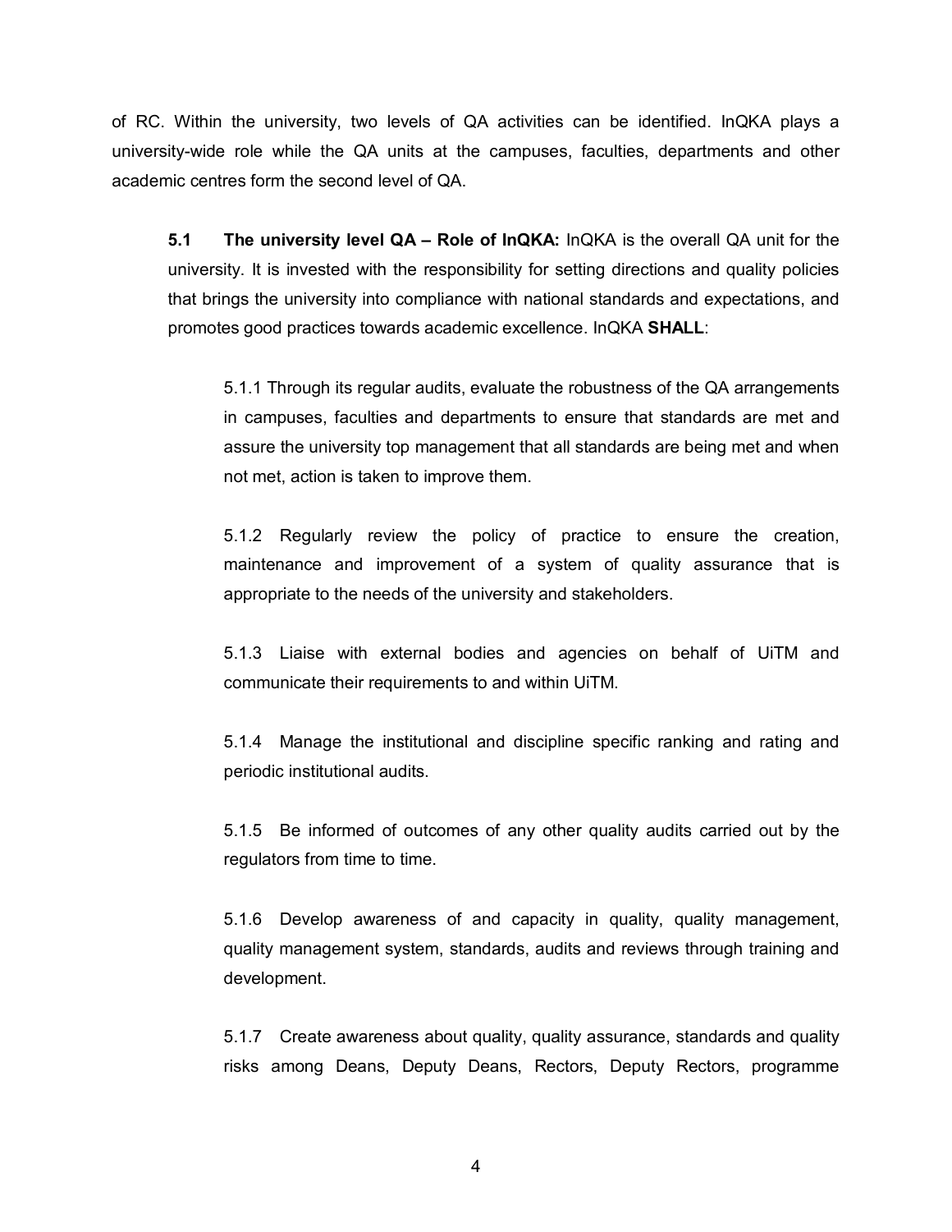of RC. Within the university, two levels of QA activities can be identified. InQKA plays a university-wide role while the QA units at the campuses, faculties, departments and other academic centres form the second level of QA.

**5.1 The university level QA – Role of InQKA:** InQKA is the overall QA unit for the university. It is invested with the responsibility for setting directions and quality policies that brings the university into compliance with national standards and expectations, and promotes good practices towards academic excellence. InQKA **SHALL**:

5.1.1 Through its regular audits, evaluate the robustness of the QA arrangements in campuses, faculties and departments to ensure that standards are met and assure the university top management that all standards are being met and when not met, action is taken to improve them.

5.1.2 Regularly review the policy of practice to ensure the creation, maintenance and improvement of a system of quality assurance that is appropriate to the needs of the university and stakeholders.

5.1.3 Liaise with external bodies and agencies on behalf of UiTM and communicate their requirements to and within UiTM.

5.1.4 Manage the institutional and discipline specific ranking and rating and periodic institutional audits.

5.1.5 Be informed of outcomes of any other quality audits carried out by the regulators from time to time.

5.1.6 Develop awareness of and capacity in quality, quality management, quality management system, standards, audits and reviews through training and development.

5.1.7 Create awareness about quality, quality assurance, standards and quality risks among Deans, Deputy Deans, Rectors, Deputy Rectors, programme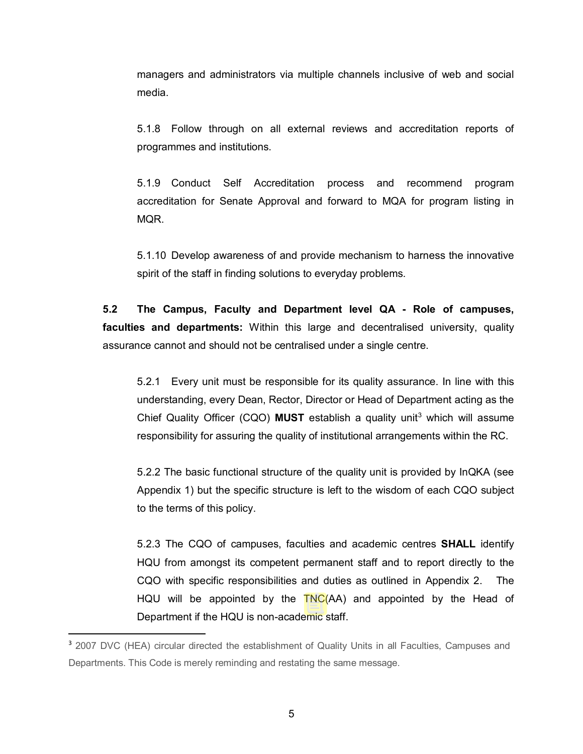managers and administrators via multiple channels inclusive of web and social media.

5.1.8 Follow through on all external reviews and accreditation reports of programmes and institutions.

5.1.9 Conduct Self Accreditation process and recommend program accreditation for Senate Approval and forward to MQA for program listing in MQR.

5.1.10 Develop awareness of and provide mechanism to harness the innovative spirit of the staff in finding solutions to everyday problems.

**5.2 The Campus, Faculty and Department level QA - Role of campuses, faculties and departments:** Within this large and decentralised university, quality assurance cannot and should not be centralised under a single centre.

5.2.1 Every unit must be responsible for its quality assurance. In line with this understanding, every Dean, Rector, Director or Head of Department acting as the Chief Quality Officer (CQO) **MUST** establish a quality unit[3] which will assume responsibility for assuring the quality of institutional arrangements within the RC.

5.2.2 The basic functional structure of the quality unit is provided by InQKA (see Appendix 1) but the specific structure is left to the wisdom of each CQO subject to the terms of this policy.

5.2.3 The CQO of campuses, faculties and academic centres **SHALL** identify HQU from amongst its competent permanent staff and to report directly to the CQO with specific responsibilities and duties as outlined in Appendix 2. The HQU will be appointed by the TNC(AA) and appointed by the Head of Department if the HQU is non-academic staff.

---

[3] 2007 DVC (HEA) circular directed the establishment of Quality Units in all Faculties, Campuses and Departments. This Code is merely reminding and restating the same message.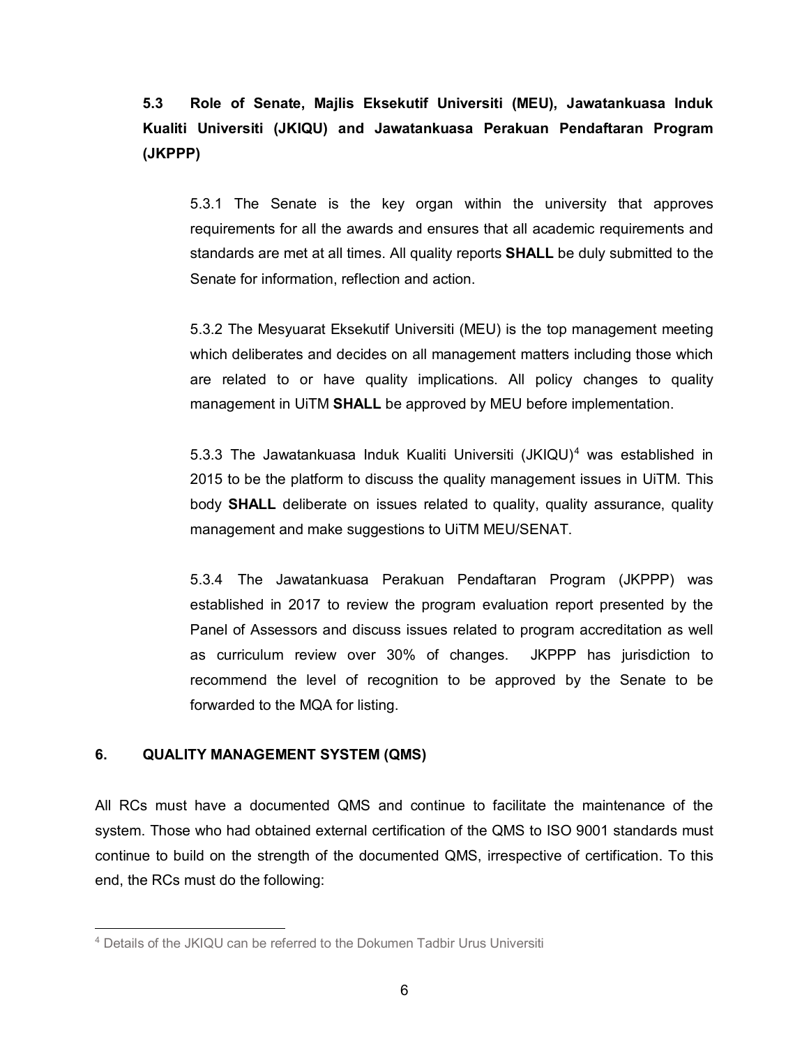### 5.3 Role of Senate, Majlis Eksekutif Universiti (MEU), Jawatankuasa Induk Kualiti Universiti (JKIQU) and Jawatankuasa Perakuan Pendaftaran Program (JKPPP)

5.3.1 The Senate is the key organ within the university that approves requirements for all the awards and ensures that all academic requirements and standards are met at all times. All quality reports **SHALL** be duly submitted to the Senate for information, reflection and action.

5.3.2 The Mesyuarat Eksekutif Universiti (MEU) is the top management meeting which deliberates and decides on all management matters including those which are related to or have quality implications. All policy changes to quality management in UiTM **SHALL** be approved by MEU before implementation.

5.3.3 The Jawatankuasa Induk Kualiti Universiti (JKIQU)[4] was established in 2015 to be the platform to discuss the quality management issues in UiTM. This body **SHALL** deliberate on issues related to quality, quality assurance, quality management and make suggestions to UiTM MEU/SENAT.

5.3.4 The Jawatankuasa Perakuan Pendaftaran Program (JKPPP) was established in 2017 to review the program evaluation report presented by the Panel of Assessors and discuss issues related to program accreditation as well as curriculum review over 30% of changes. JKPPP has jurisdiction to recommend the level of recognition to be approved by the Senate to be forwarded to the MQA for listing.

## 6. QUALITY MANAGEMENT SYSTEM (QMS)

All RCs must have a documented QMS and continue to facilitate the maintenance of the system. Those who had obtained external certification of the QMS to ISO 9001 standards must continue to build on the strength of the documented QMS, irrespective of certification. To this end, the RCs must do the following:

[4] Details of the JKIQU can be referred to the Dokumen Tadbir Urus Universiti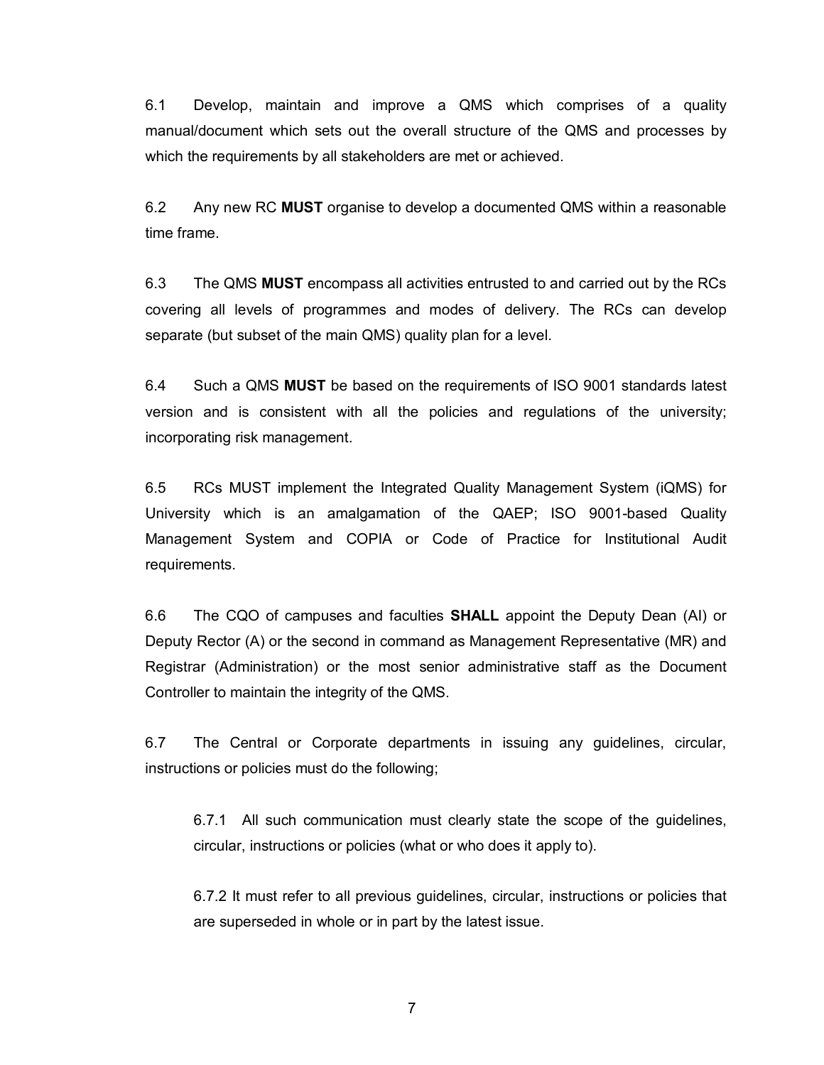6.1 Develop, maintain and improve a QMS which comprises of a quality manual/document which sets out the overall structure of the QMS and processes by which the requirements by all stakeholders are met or achieved.

6.2 Any new RC **MUST** organise to develop a documented QMS within a reasonable time frame.

6.3 The QMS **MUST** encompass all activities entrusted to and carried out by the RCs covering all levels of programmes and modes of delivery. The RCs can develop separate (but subset of the main QMS) quality plan for a level.

6.4 Such a QMS **MUST** be based on the requirements of ISO 9001 standards latest version and is consistent with all the policies and regulations of the university; incorporating risk management.

6.5 RCs MUST implement the Integrated Quality Management System (iQMS) for University which is an amalgamation of the QAEP; ISO 9001-based Quality Management System and COPIA or Code of Practice for Institutional Audit requirements.

6.6 The CQO of campuses and faculties **SHALL** appoint the Deputy Dean (AI) or Deputy Rector (A) or the second in command as Management Representative (MR) and Registrar (Administration) or the most senior administrative staff as the Document Controller to maintain the integrity of the QMS.

6.7 The Central or Corporate departments in issuing any guidelines, circular, instructions or policies must do the following;

> 6.7.1 All such communication must clearly state the scope of the guidelines, circular, instructions or policies (what or who does it apply to).
>
> 6.7.2 It must refer to all previous guidelines, circular, instructions or policies that are superseded in whole or in part by the latest issue.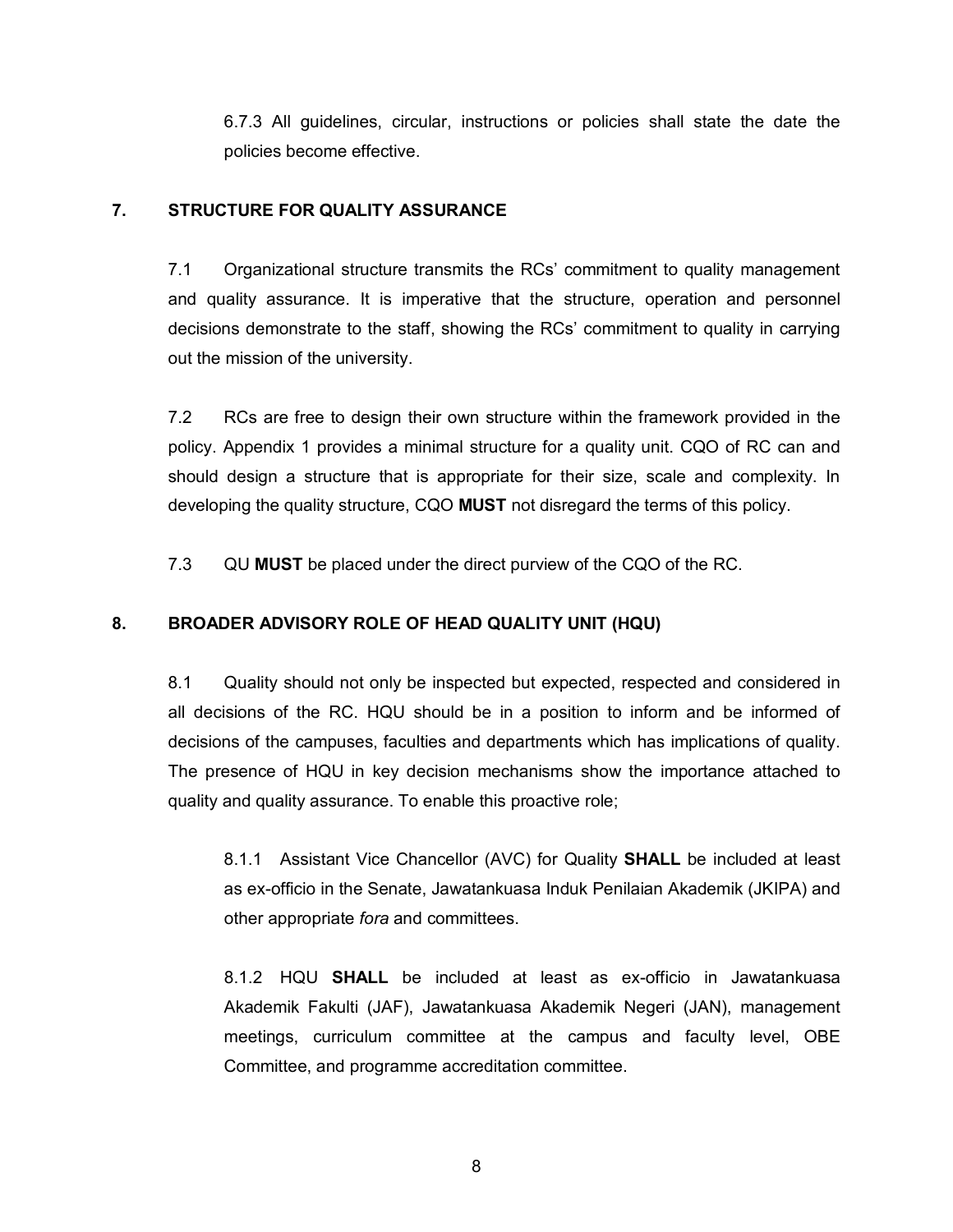6.7.3 All guidelines, circular, instructions or policies shall state the date the policies become effective.

## 7. STRUCTURE FOR QUALITY ASSURANCE

7.1 Organizational structure transmits the RCs' commitment to quality management and quality assurance. It is imperative that the structure, operation and personnel decisions demonstrate to the staff, showing the RCs' commitment to quality in carrying out the mission of the university.

7.2 RCs are free to design their own structure within the framework provided in the policy. Appendix 1 provides a minimal structure for a quality unit. CQO of RC can and should design a structure that is appropriate for their size, scale and complexity. In developing the quality structure, CQO **MUST** not disregard the terms of this policy.

7.3 QU **MUST** be placed under the direct purview of the CQO of the RC.

## 8. BROADER ADVISORY ROLE OF HEAD QUALITY UNIT (HQU)

8.1 Quality should not only be inspected but expected, respected and considered in all decisions of the RC. HQU should be in a position to inform and be informed of decisions of the campuses, faculties and departments which has implications of quality. The presence of HQU in key decision mechanisms show the importance attached to quality and quality assurance. To enable this proactive role;

8.1.1 Assistant Vice Chancellor (AVC) for Quality **SHALL** be included at least as ex-officio in the Senate, Jawatankuasa Induk Penilaian Akademik (JKIPA) and other appropriate *fora* and committees.

8.1.2 HQU **SHALL** be included at least as ex-officio in Jawatankuasa Akademik Fakulti (JAF), Jawatankuasa Akademik Negeri (JAN), management meetings, curriculum committee at the campus and faculty level, OBE Committee, and programme accreditation committee.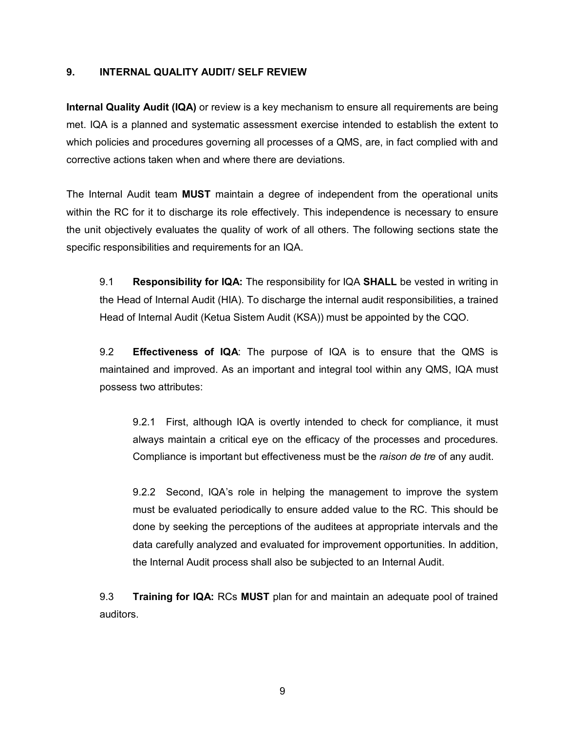## 9. INTERNAL QUALITY AUDIT/ SELF REVIEW

**Internal Quality Audit (IQA)** or review is a key mechanism to ensure all requirements are being met. IQA is a planned and systematic assessment exercise intended to establish the extent to which policies and procedures governing all processes of a QMS, are, in fact complied with and corrective actions taken when and where there are deviations.

The Internal Audit team **MUST** maintain a degree of independent from the operational units within the RC for it to discharge its role effectively. This independence is necessary to ensure the unit objectively evaluates the quality of work of all others. The following sections state the specific responsibilities and requirements for an IQA.

9.1 **Responsibility for IQA:** The responsibility for IQA **SHALL** be vested in writing in the Head of Internal Audit (HIA). To discharge the internal audit responsibilities, a trained Head of Internal Audit (Ketua Sistem Audit (KSA)) must be appointed by the CQO.

9.2 **Effectiveness of IQA**: The purpose of IQA is to ensure that the QMS is maintained and improved. As an important and integral tool within any QMS, IQA must possess two attributes:

9.2.1 First, although IQA is overtly intended to check for compliance, it must always maintain a critical eye on the efficacy of the processes and procedures. Compliance is important but effectiveness must be the *raison de tre* of any audit.

9.2.2 Second, IQA's role in helping the management to improve the system must be evaluated periodically to ensure added value to the RC. This should be done by seeking the perceptions of the auditees at appropriate intervals and the data carefully analyzed and evaluated for improvement opportunities. In addition, the Internal Audit process shall also be subjected to an Internal Audit.

9.3 **Training for IQA:** RCs **MUST** plan for and maintain an adequate pool of trained auditors.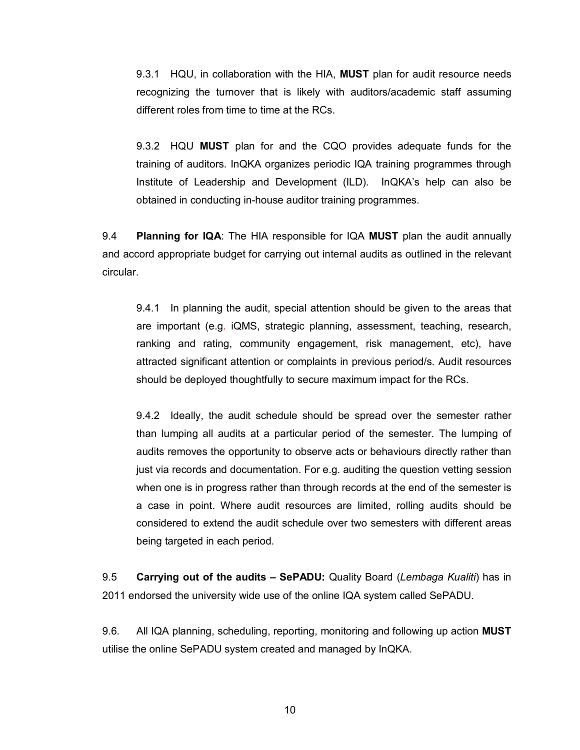9.3.1 HQU, in collaboration with the HIA, **MUST** plan for audit resource needs recognizing the turnover that is likely with auditors/academic staff assuming different roles from time to time at the RCs.

9.3.2 HQU **MUST** plan for and the CQO provides adequate funds for the training of auditors. InQKA organizes periodic IQA training programmes through Institute of Leadership and Development (ILD). InQKA's help can also be obtained in conducting in-house auditor training programmes.

9.4 **Planning for IQA**: The HIA responsible for IQA **MUST** plan the audit annually and accord appropriate budget for carrying out internal audits as outlined in the relevant circular.

9.4.1 In planning the audit, special attention should be given to the areas that are important (e.g. iQMS, strategic planning, assessment, teaching, research, ranking and rating, community engagement, risk management, etc), have attracted significant attention or complaints in previous period/s. Audit resources should be deployed thoughtfully to secure maximum impact for the RCs.

9.4.2 Ideally, the audit schedule should be spread over the semester rather than lumping all audits at a particular period of the semester. The lumping of audits removes the opportunity to observe acts or behaviours directly rather than just via records and documentation. For e.g. auditing the question vetting session when one is in progress rather than through records at the end of the semester is a case in point. Where audit resources are limited, rolling audits should be considered to extend the audit schedule over two semesters with different areas being targeted in each period.

9.5 **Carrying out of the audits – SePADU:** Quality Board (*Lembaga Kualiti*) has in 2011 endorsed the university wide use of the online IQA system called SePADU.

9.6. All IQA planning, scheduling, reporting, monitoring and following up action **MUST** utilise the online SePADU system created and managed by InQKA.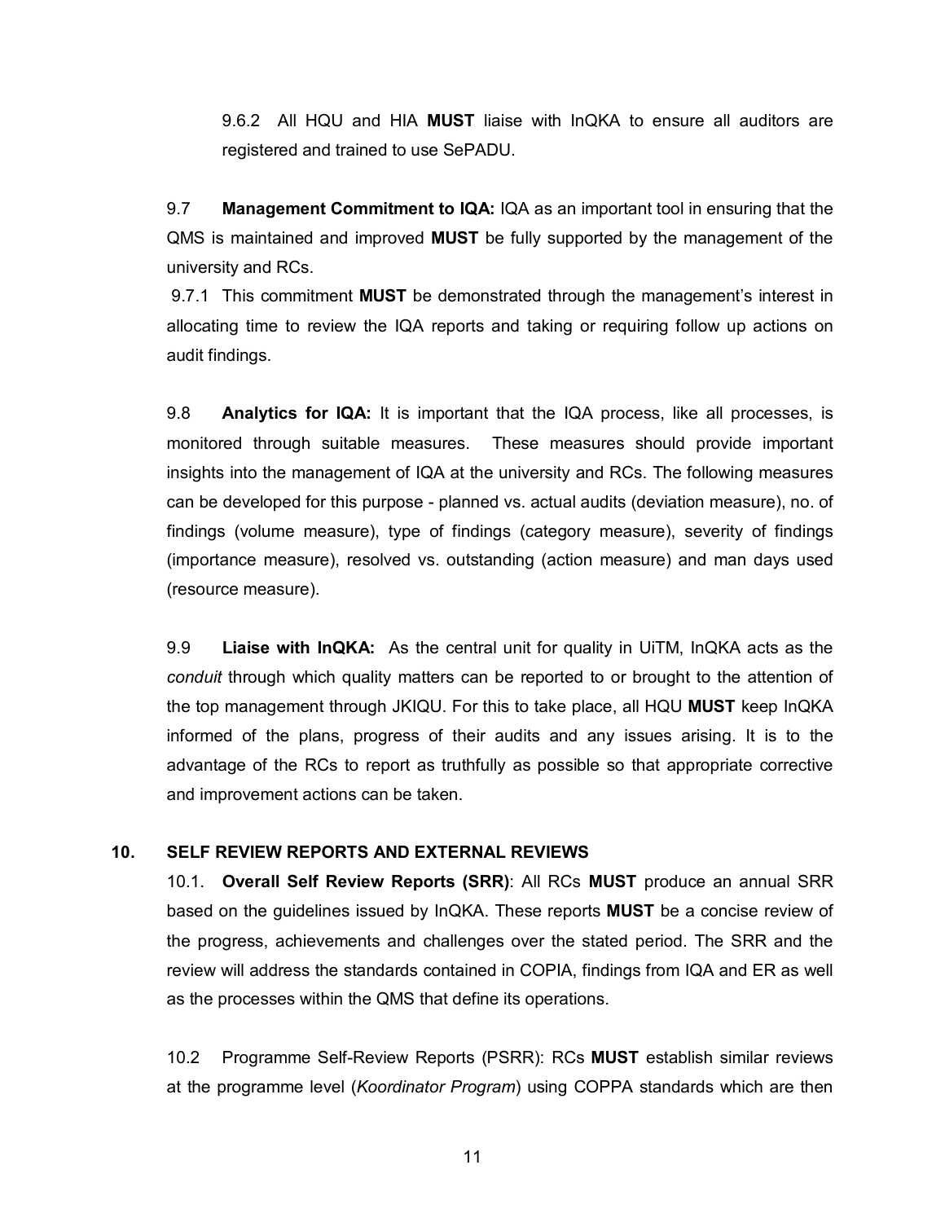9.6.2 All HQU and HIA **MUST** liaise with InQKA to ensure all auditors are registered and trained to use SePADU.

9.7 **Management Commitment to IQA:** IQA as an important tool in ensuring that the QMS is maintained and improved **MUST** be fully supported by the management of the university and RCs.

9.7.1 This commitment **MUST** be demonstrated through the management's interest in allocating time to review the IQA reports and taking or requiring follow up actions on audit findings.

9.8 **Analytics for IQA:** It is important that the IQA process, like all processes, is monitored through suitable measures. These measures should provide important insights into the management of IQA at the university and RCs. The following measures can be developed for this purpose - planned vs. actual audits (deviation measure), no. of findings (volume measure), type of findings (category measure), severity of findings (importance measure), resolved vs. outstanding (action measure) and man days used (resource measure).

9.9 **Liaise with InQKA:** As the central unit for quality in UiTM, InQKA acts as the *conduit* through which quality matters can be reported to or brought to the attention of the top management through JKIQU. For this to take place, all HQU **MUST** keep InQKA informed of the plans, progress of their audits and any issues arising. It is to the advantage of the RCs to report as truthfully as possible so that appropriate corrective and improvement actions can be taken.

## 10. SELF REVIEW REPORTS AND EXTERNAL REVIEWS

10.1. **Overall Self Review Reports (SRR)**: All RCs **MUST** produce an annual SRR based on the guidelines issued by InQKA. These reports **MUST** be a concise review of the progress, achievements and challenges over the stated period. The SRR and the review will address the standards contained in COPIA, findings from IQA and ER as well as the processes within the QMS that define its operations.

10.2 Programme Self-Review Reports (PSRR): RCs **MUST** establish similar reviews at the programme level (*Koordinator Program*) using COPPA standards which are then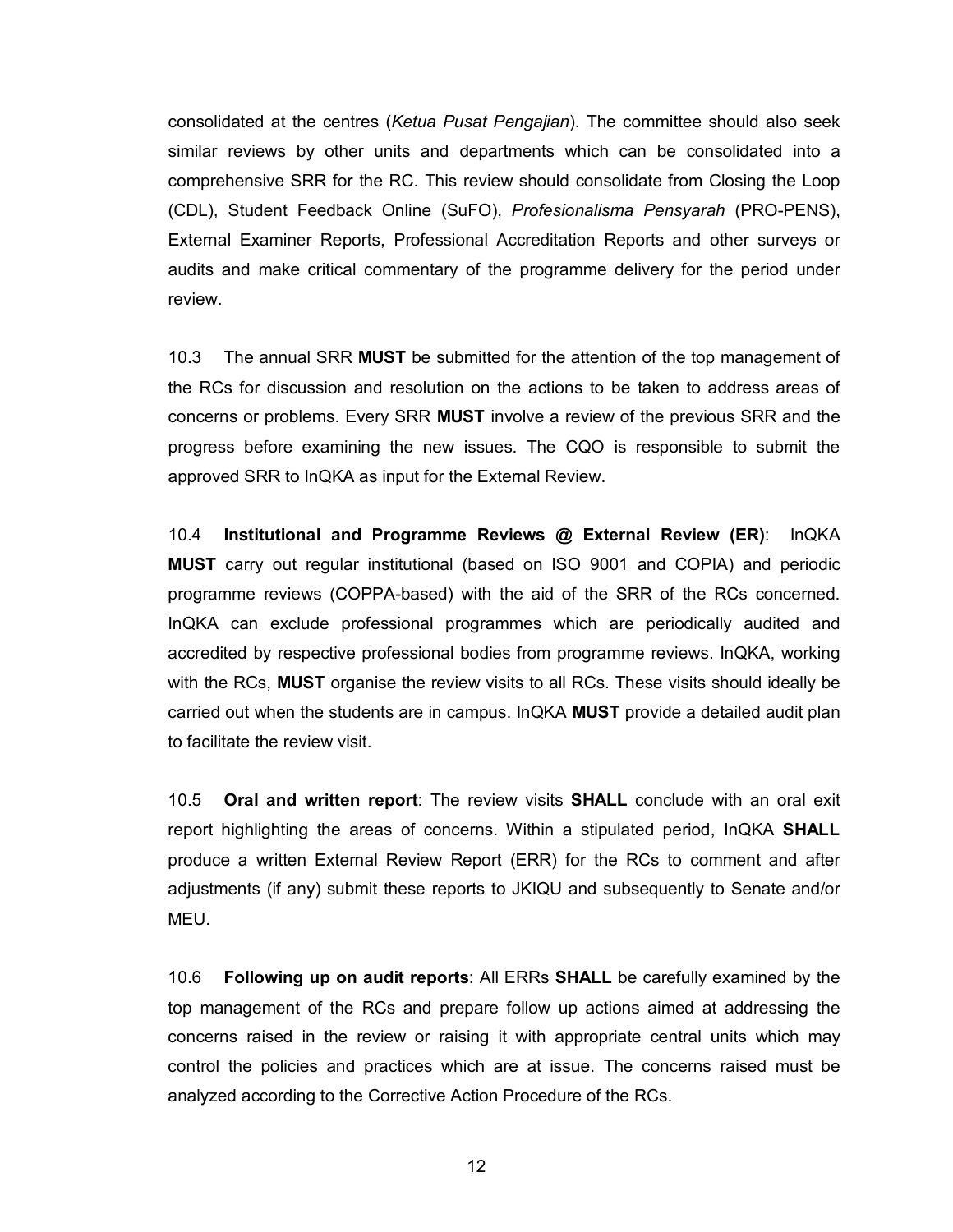consolidated at the centres (*Ketua Pusat Pengajian*). The committee should also seek similar reviews by other units and departments which can be consolidated into a comprehensive SRR for the RC. This review should consolidate from Closing the Loop (CDL), Student Feedback Online (SuFO), *Profesionalisma Pensyarah* (PRO-PENS), External Examiner Reports, Professional Accreditation Reports and other surveys or audits and make critical commentary of the programme delivery for the period under review.

10.3 The annual SRR **MUST** be submitted for the attention of the top management of the RCs for discussion and resolution on the actions to be taken to address areas of concerns or problems. Every SRR **MUST** involve a review of the previous SRR and the progress before examining the new issues. The CQO is responsible to submit the approved SRR to InQKA as input for the External Review.

10.4 **Institutional and Programme Reviews @ External Review (ER)**: InQKA **MUST** carry out regular institutional (based on ISO 9001 and COPIA) and periodic programme reviews (COPPA-based) with the aid of the SRR of the RCs concerned. InQKA can exclude professional programmes which are periodically audited and accredited by respective professional bodies from programme reviews. InQKA, working with the RCs, **MUST** organise the review visits to all RCs. These visits should ideally be carried out when the students are in campus. InQKA **MUST** provide a detailed audit plan to facilitate the review visit.

10.5 **Oral and written report**: The review visits **SHALL** conclude with an oral exit report highlighting the areas of concerns. Within a stipulated period, InQKA **SHALL** produce a written External Review Report (ERR) for the RCs to comment and after adjustments (if any) submit these reports to JKIQU and subsequently to Senate and/or MEU.

10.6 **Following up on audit reports**: All ERRs **SHALL** be carefully examined by the top management of the RCs and prepare follow up actions aimed at addressing the concerns raised in the review or raising it with appropriate central units which may control the policies and practices which are at issue. The concerns raised must be analyzed according to the Corrective Action Procedure of the RCs.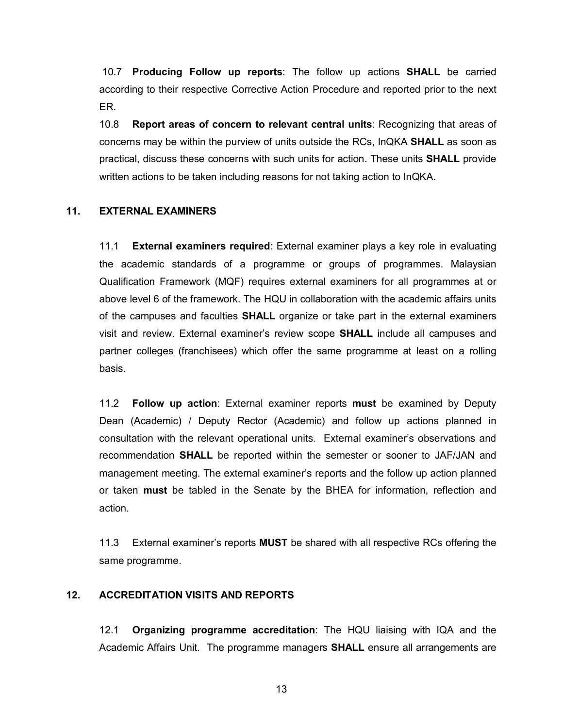10.7 **Producing Follow up reports**: The follow up actions **SHALL** be carried according to their respective Corrective Action Procedure and reported prior to the next ER.

10.8 **Report areas of concern to relevant central units**: Recognizing that areas of concerns may be within the purview of units outside the RCs, InQKA **SHALL** as soon as practical, discuss these concerns with such units for action. These units **SHALL** provide written actions to be taken including reasons for not taking action to InQKA.

## 11. EXTERNAL EXAMINERS

11.1 **External examiners required**: External examiner plays a key role in evaluating the academic standards of a programme or groups of programmes. Malaysian Qualification Framework (MQF) requires external examiners for all programmes at or above level 6 of the framework. The HQU in collaboration with the academic affairs units of the campuses and faculties **SHALL** organize or take part in the external examiners visit and review. External examiner's review scope **SHALL** include all campuses and partner colleges (franchisees) which offer the same programme at least on a rolling basis.

11.2 **Follow up action**: External examiner reports **must** be examined by Deputy Dean (Academic) / Deputy Rector (Academic) and follow up actions planned in consultation with the relevant operational units. External examiner's observations and recommendation **SHALL** be reported within the semester or sooner to JAF/JAN and management meeting. The external examiner's reports and the follow up action planned or taken **must** be tabled in the Senate by the BHEA for information, reflection and action.

11.3 External examiner's reports **MUST** be shared with all respective RCs offering the same programme.

## 12. ACCREDITATION VISITS AND REPORTS

12.1 **Organizing programme accreditation**: The HQU liaising with IQA and the Academic Affairs Unit. The programme managers **SHALL** ensure all arrangements are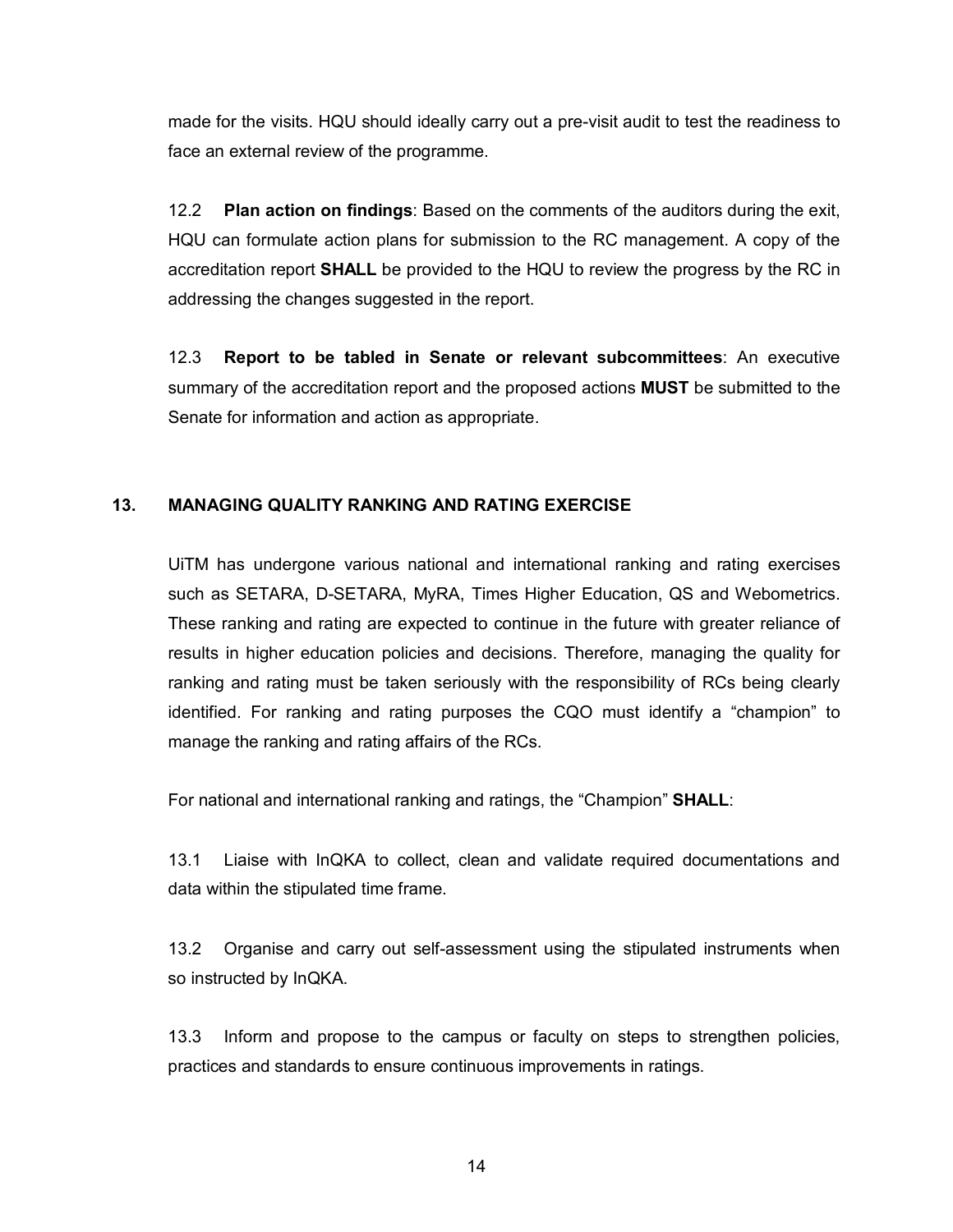made for the visits. HQU should ideally carry out a pre-visit audit to test the readiness to face an external review of the programme.

12.2 **Plan action on findings**: Based on the comments of the auditors during the exit, HQU can formulate action plans for submission to the RC management. A copy of the accreditation report **SHALL** be provided to the HQU to review the progress by the RC in addressing the changes suggested in the report.

12.3 **Report to be tabled in Senate or relevant subcommittees**: An executive summary of the accreditation report and the proposed actions **MUST** be submitted to the Senate for information and action as appropriate.

## 13. MANAGING QUALITY RANKING AND RATING EXERCISE

UiTM has undergone various national and international ranking and rating exercises such as SETARA, D-SETARA, MyRA, Times Higher Education, QS and Webometrics. These ranking and rating are expected to continue in the future with greater reliance of results in higher education policies and decisions. Therefore, managing the quality for ranking and rating must be taken seriously with the responsibility of RCs being clearly identified. For ranking and rating purposes the CQO must identify a "champion" to manage the ranking and rating affairs of the RCs.

For national and international ranking and ratings, the "Champion" **SHALL**:

13.1 Liaise with InQKA to collect, clean and validate required documentations and data within the stipulated time frame.

13.2 Organise and carry out self-assessment using the stipulated instruments when so instructed by InQKA.

13.3 Inform and propose to the campus or faculty on steps to strengthen policies, practices and standards to ensure continuous improvements in ratings.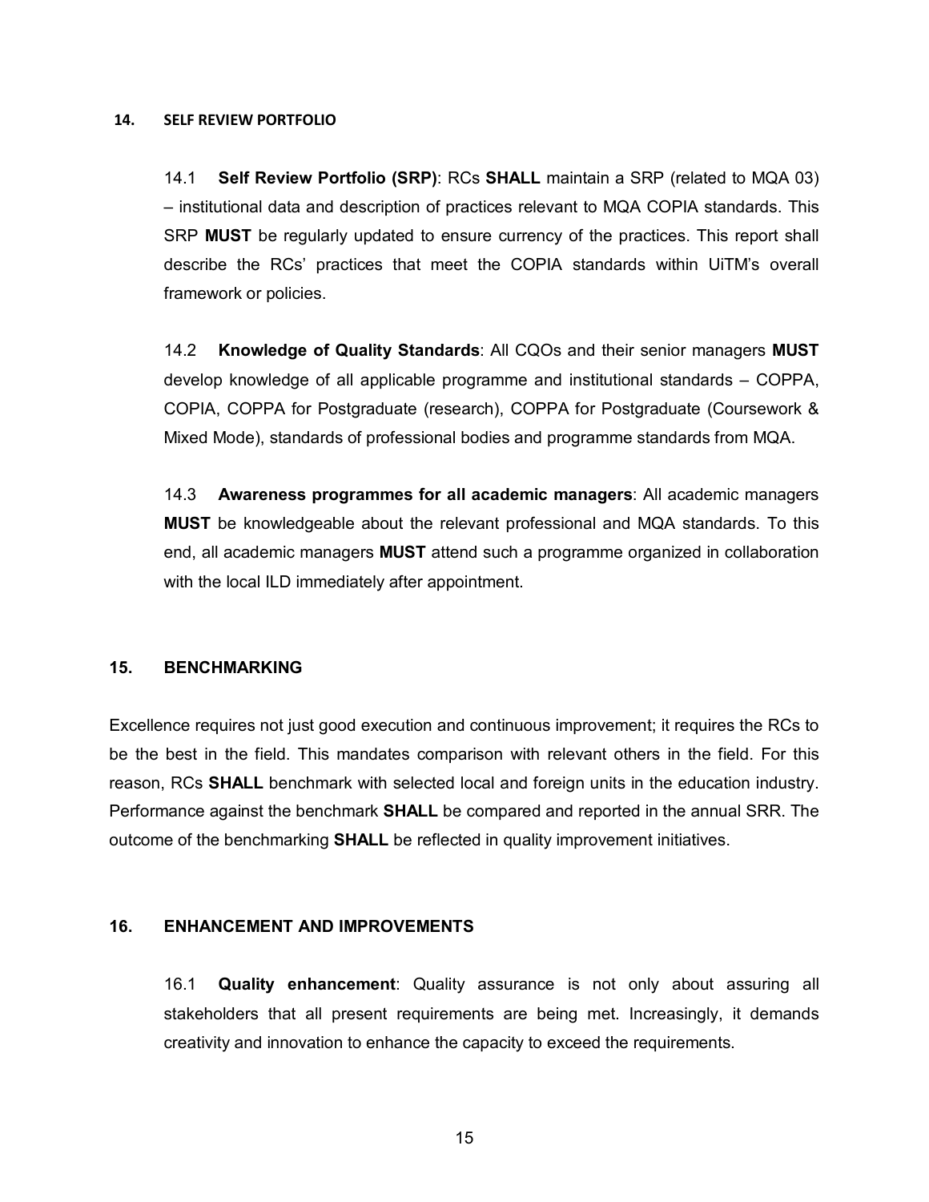## 14. SELF REVIEW PORTFOLIO

14.1 **Self Review Portfolio (SRP)**: RCs **SHALL** maintain a SRP (related to MQA 03) – institutional data and description of practices relevant to MQA COPIA standards. This SRP **MUST** be regularly updated to ensure currency of the practices. This report shall describe the RCs' practices that meet the COPIA standards within UiTM's overall framework or policies.

14.2 **Knowledge of Quality Standards**: All CQOs and their senior managers **MUST** develop knowledge of all applicable programme and institutional standards – COPPA, COPIA, COPPA for Postgraduate (research), COPPA for Postgraduate (Coursework & Mixed Mode), standards of professional bodies and programme standards from MQA.

14.3 **Awareness programmes for all academic managers**: All academic managers **MUST** be knowledgeable about the relevant professional and MQA standards. To this end, all academic managers **MUST** attend such a programme organized in collaboration with the local ILD immediately after appointment.

## 15. BENCHMARKING

Excellence requires not just good execution and continuous improvement; it requires the RCs to be the best in the field. This mandates comparison with relevant others in the field. For this reason, RCs **SHALL** benchmark with selected local and foreign units in the education industry. Performance against the benchmark **SHALL** be compared and reported in the annual SRR. The outcome of the benchmarking **SHALL** be reflected in quality improvement initiatives.

## 16. ENHANCEMENT AND IMPROVEMENTS

16.1 **Quality enhancement**: Quality assurance is not only about assuring all stakeholders that all present requirements are being met. Increasingly, it demands creativity and innovation to enhance the capacity to exceed the requirements.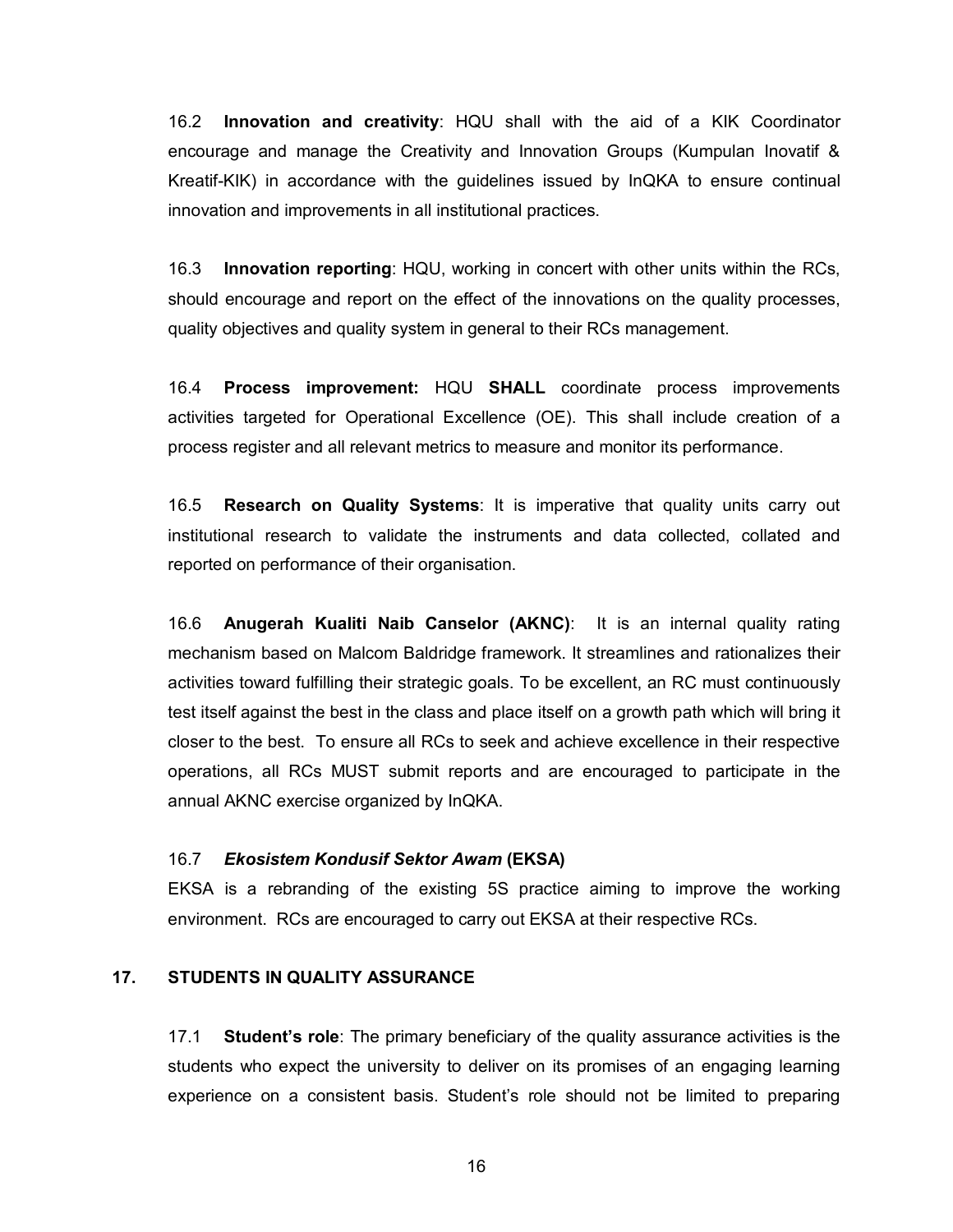16.2 **Innovation and creativity**: HQU shall with the aid of a KIK Coordinator encourage and manage the Creativity and Innovation Groups (Kumpulan Inovatif & Kreatif-KIK) in accordance with the guidelines issued by InQKA to ensure continual innovation and improvements in all institutional practices.

16.3 **Innovation reporting**: HQU, working in concert with other units within the RCs, should encourage and report on the effect of the innovations on the quality processes, quality objectives and quality system in general to their RCs management.

16.4 **Process improvement:** HQU **SHALL** coordinate process improvements activities targeted for Operational Excellence (OE). This shall include creation of a process register and all relevant metrics to measure and monitor its performance.

16.5 **Research on Quality Systems**: It is imperative that quality units carry out institutional research to validate the instruments and data collected, collated and reported on performance of their organisation.

16.6 **Anugerah Kualiti Naib Canselor (AKNC)**: It is an internal quality rating mechanism based on Malcom Baldridge framework. It streamlines and rationalizes their activities toward fulfilling their strategic goals. To be excellent, an RC must continuously test itself against the best in the class and place itself on a growth path which will bring it closer to the best. To ensure all RCs to seek and achieve excellence in their respective operations, all RCs MUST submit reports and are encouraged to participate in the annual AKNC exercise organized by InQKA.

16.7 ***Ekosistem Kondusif Sektor Awam* (EKSA)**

EKSA is a rebranding of the existing 5S practice aiming to improve the working environment. RCs are encouraged to carry out EKSA at their respective RCs.

## 17. STUDENTS IN QUALITY ASSURANCE

17.1 **Student's role**: The primary beneficiary of the quality assurance activities is the students who expect the university to deliver on its promises of an engaging learning experience on a consistent basis. Student's role should not be limited to preparing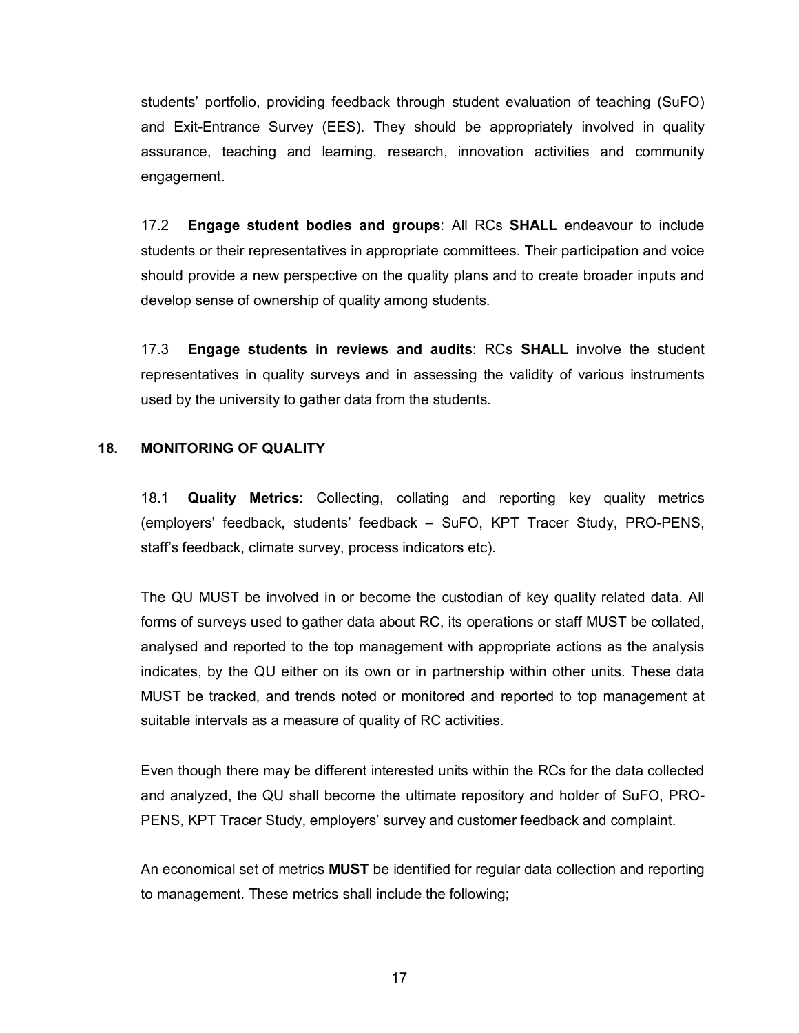students' portfolio, providing feedback through student evaluation of teaching (SuFO) and Exit-Entrance Survey (EES). They should be appropriately involved in quality assurance, teaching and learning, research, innovation activities and community engagement.

17.2 **Engage student bodies and groups**: All RCs **SHALL** endeavour to include students or their representatives in appropriate committees. Their participation and voice should provide a new perspective on the quality plans and to create broader inputs and develop sense of ownership of quality among students.

17.3 **Engage students in reviews and audits**: RCs **SHALL** involve the student representatives in quality surveys and in assessing the validity of various instruments used by the university to gather data from the students.

## 18. MONITORING OF QUALITY

18.1 **Quality Metrics**: Collecting, collating and reporting key quality metrics (employers' feedback, students' feedback – SuFO, KPT Tracer Study, PRO-PENS, staff's feedback, climate survey, process indicators etc).

The QU MUST be involved in or become the custodian of key quality related data. All forms of surveys used to gather data about RC, its operations or staff MUST be collated, analysed and reported to the top management with appropriate actions as the analysis indicates, by the QU either on its own or in partnership within other units. These data MUST be tracked, and trends noted or monitored and reported to top management at suitable intervals as a measure of quality of RC activities.

Even though there may be different interested units within the RCs for the data collected and analyzed, the QU shall become the ultimate repository and holder of SuFO, PRO-PENS, KPT Tracer Study, employers' survey and customer feedback and complaint.

An economical set of metrics **MUST** be identified for regular data collection and reporting to management. These metrics shall include the following;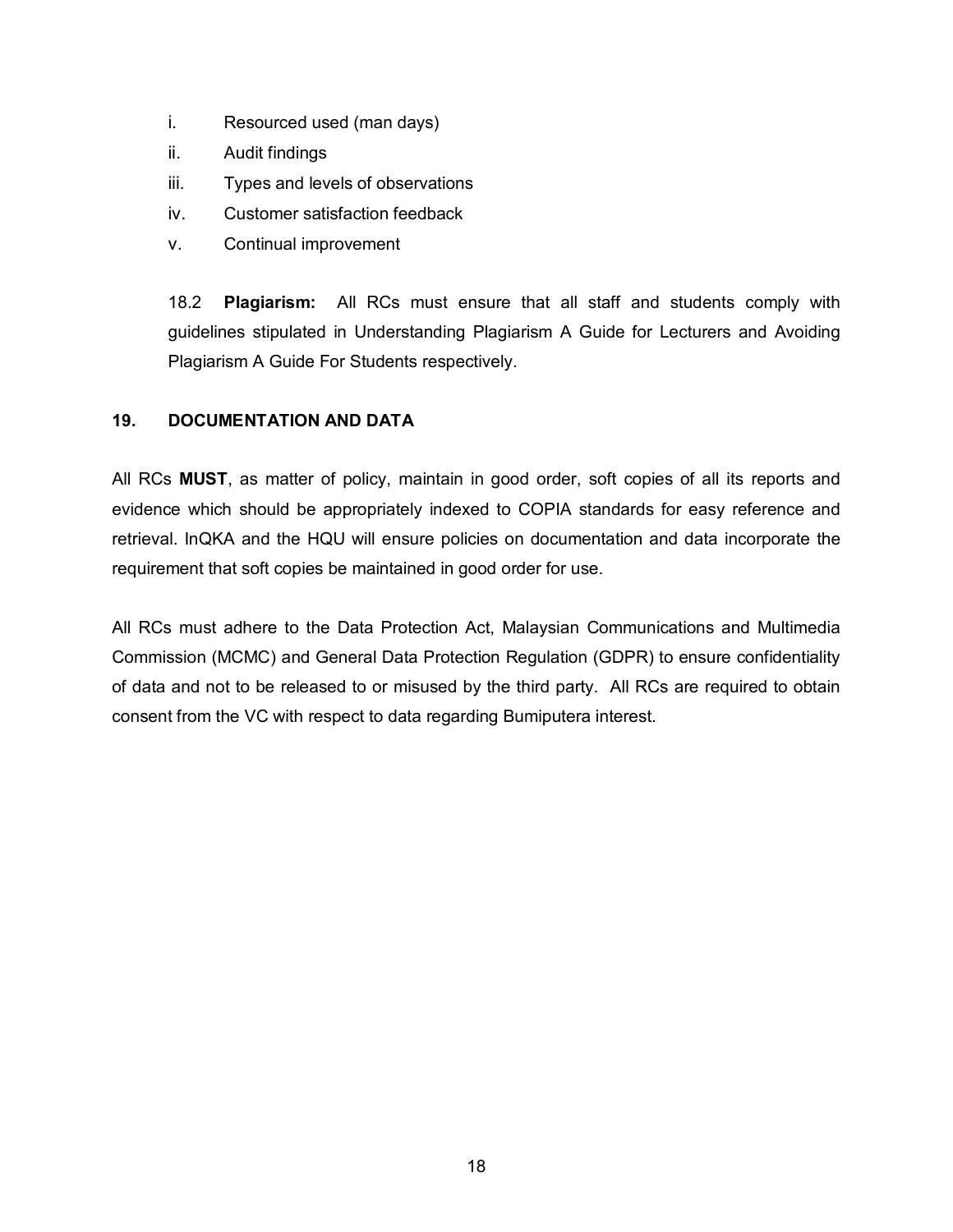i. Resourced used (man days)
ii. Audit findings
iii. Types and levels of observations
iv. Customer satisfaction feedback
v. Continual improvement

18.2 **Plagiarism:** All RCs must ensure that all staff and students comply with guidelines stipulated in Understanding Plagiarism A Guide for Lecturers and Avoiding Plagiarism A Guide For Students respectively.

## 19. DOCUMENTATION AND DATA

All RCs **MUST**, as matter of policy, maintain in good order, soft copies of all its reports and evidence which should be appropriately indexed to COPIA standards for easy reference and retrieval. InQKA and the HQU will ensure policies on documentation and data incorporate the requirement that soft copies be maintained in good order for use.

All RCs must adhere to the Data Protection Act, Malaysian Communications and Multimedia Commission (MCMC) and General Data Protection Regulation (GDPR) to ensure confidentiality of data and not to be released to or misused by the third party. All RCs are required to obtain consent from the VC with respect to data regarding Bumiputera interest.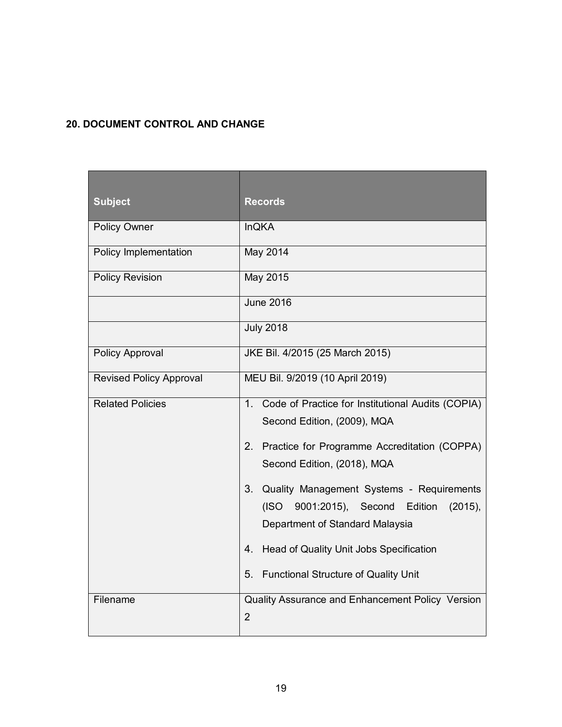## 20. DOCUMENT CONTROL AND CHANGE

| Subject | Records |
| --- | --- |
| Policy Owner | InQKA |
| Policy Implementation | May 2014 |
| Policy Revision | May 2015 |
| | June 2016 |
| | July 2018 |
| Policy Approval | JKE Bil. 4/2015 (25 March 2015) |
| Revised Policy Approval | MEU Bil. 9/2019 (10 April 2019) |
| Related Policies | 1. Code of Practice for Institutional Audits (COPIA) Second Edition, (2009), MQA<br>2. Practice for Programme Accreditation (COPPA) Second Edition, (2018), MQA<br>3. Quality Management Systems - Requirements (ISO 9001:2015), Second Edition (2015), Department of Standard Malaysia<br>4. Head of Quality Unit Jobs Specification<br>5. Functional Structure of Quality Unit |
| Filename | Quality Assurance and Enhancement Policy Version 2 |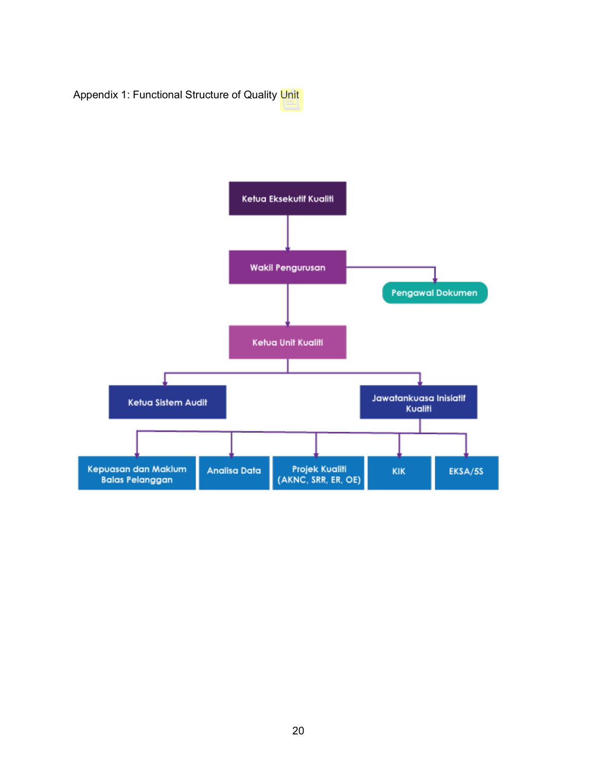Appendix 1: Functional Structure of Quality Unit

- Ketua Eksekutif Kualiti
  - Wakil Pengurusan
    - Pengawal Dokumen
    - Ketua Unit Kualiti
      - Ketua Sistem Audit
      - Jawatankuasa Inisiatif Kualiti
        - Kepuasan dan Maklum Balas Pelanggan
        - Analisa Data
        - Projek Kualiti (AKNC, SRR, ER, OE)
        - KIK
        - EKSA/5S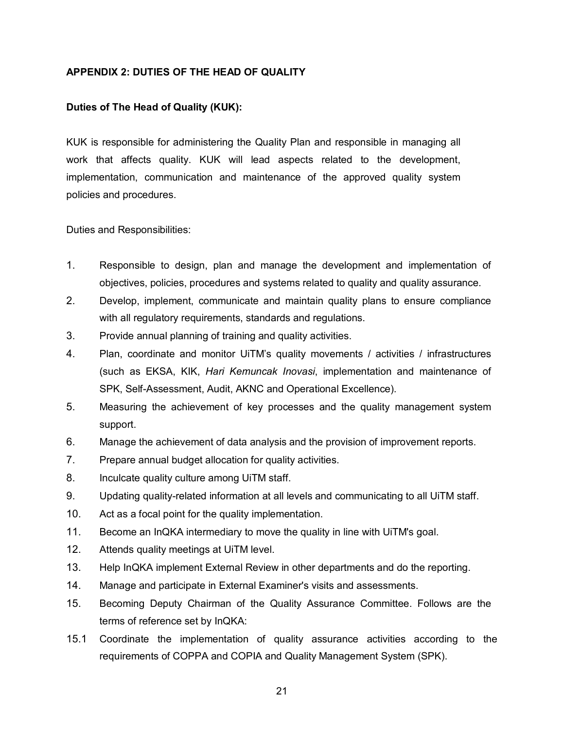## APPENDIX 2: DUTIES OF THE HEAD OF QUALITY

**Duties of The Head of Quality (KUK):**

KUK is responsible for administering the Quality Plan and responsible in managing all work that affects quality. KUK will lead aspects related to the development, implementation, communication and maintenance of the approved quality system policies and procedures.

Duties and Responsibilities:

1. Responsible to design, plan and manage the development and implementation of objectives, policies, procedures and systems related to quality and quality assurance.
2. Develop, implement, communicate and maintain quality plans to ensure compliance with all regulatory requirements, standards and regulations.
3. Provide annual planning of training and quality activities.
4. Plan, coordinate and monitor UiTM's quality movements / activities / infrastructures (such as EKSA, KIK, *Hari Kemuncak Inovasi*, implementation and maintenance of SPK, Self-Assessment, Audit, AKNC and Operational Excellence).
5. Measuring the achievement of key processes and the quality management system support.
6. Manage the achievement of data analysis and the provision of improvement reports.
7. Prepare annual budget allocation for quality activities.
8. Inculcate quality culture among UiTM staff.
9. Updating quality-related information at all levels and communicating to all UiTM staff.
10. Act as a focal point for the quality implementation.
11. Become an InQKA intermediary to move the quality in line with UiTM's goal.
12. Attends quality meetings at UiTM level.
13. Help InQKA implement External Review in other departments and do the reporting.
14. Manage and participate in External Examiner's visits and assessments.
15. Becoming Deputy Chairman of the Quality Assurance Committee. Follows are the terms of reference set by InQKA:

15.1 Coordinate the implementation of quality assurance activities according to the requirements of COPPA and COPIA and Quality Management System (SPK).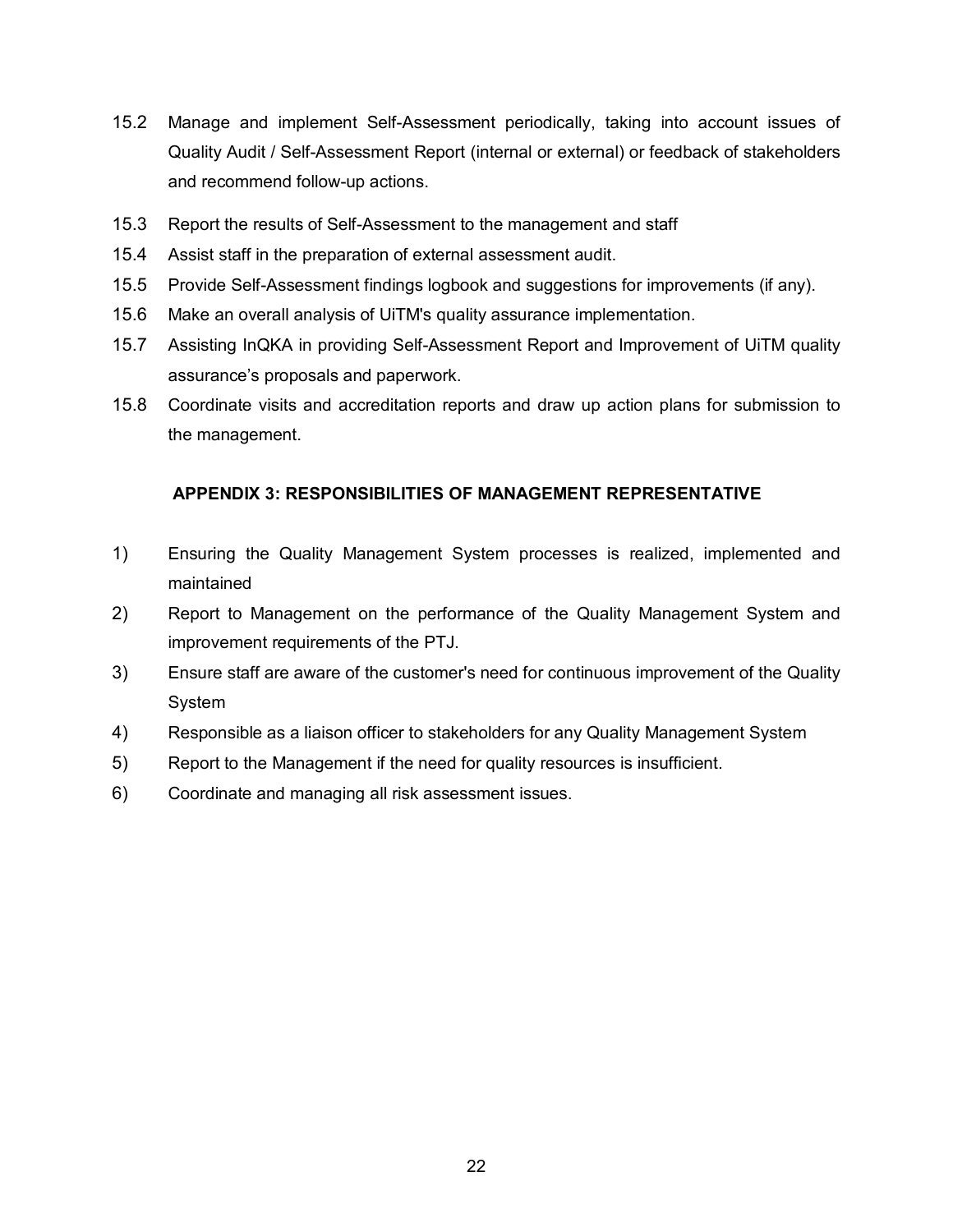15.2 Manage and implement Self-Assessment periodically, taking into account issues of Quality Audit / Self-Assessment Report (internal or external) or feedback of stakeholders and recommend follow-up actions.

15.3 Report the results of Self-Assessment to the management and staff

15.4 Assist staff in the preparation of external assessment audit.

15.5 Provide Self-Assessment findings logbook and suggestions for improvements (if any).

15.6 Make an overall analysis of UiTM's quality assurance implementation.

15.7 Assisting InQKA in providing Self-Assessment Report and Improvement of UiTM quality assurance's proposals and paperwork.

15.8 Coordinate visits and accreditation reports and draw up action plans for submission to the management.

## APPENDIX 3: RESPONSIBILITIES OF MANAGEMENT REPRESENTATIVE

1) Ensuring the Quality Management System processes is realized, implemented and maintained

2) Report to Management on the performance of the Quality Management System and improvement requirements of the PTJ.

3) Ensure staff are aware of the customer's need for continuous improvement of the Quality System

4) Responsible as a liaison officer to stakeholders for any Quality Management System

5) Report to the Management if the need for quality resources is insufficient.

6) Coordinate and managing all risk assessment issues.